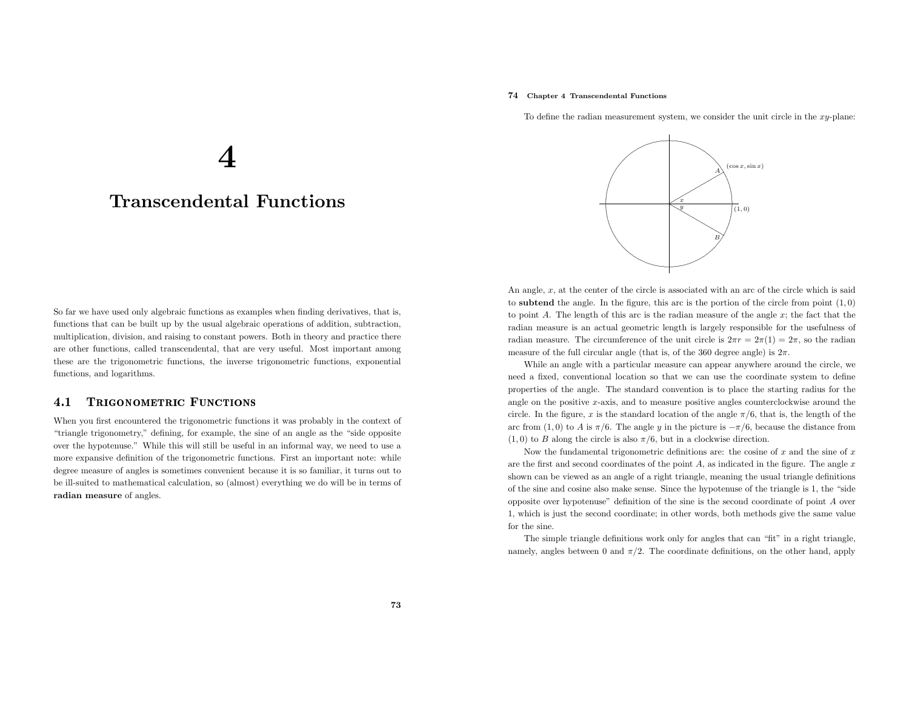# 4

# Transcendental Functions

So far we have used only algebraic functions as examples when finding derivatives, that is, functions that can be built up by the usual algebraic operations of addition, subtraction, multiplication, division, and raising to constant powers. Both in theory and practice there are other functions, called transcendental, that are very useful. Most important among these are the trigonometric functions, the inverse trigonometric functions, exponential functions, and logarithms.

## 4.1 Trigonometric Functions

When you first encountered the trigonometric functions it was probably in the context of "triangle trigonometry," defining, for example, the sine of an angle as the "side opposite over the hypotenuse." While this will still be useful in an informal way, we need to use a more expansive definition of the trigonometric functions. First an important note: while degree measure of angles is sometimes convenient because it is so familiar, it turns out to be ill-suited to mathematical calculation, so (almost) everything we do will be in terms of **radian measure** of angles.

To define the radian measurement system, we consider the unit circle in the $xy$-plane:

An angle, $x$, at the center of the circle is associated with an arc of the circle which is said to **subtend** the angle. In the figure, this arc is the portion of the circle from point $(1,0)$ to point $A$. The length of this arc is the radian measure of the angle $x$; the fact that the radian measure is an actual geometric length is largely responsible for the usefulness of radian measure. The circumference of the unit circle is $2\pi r = 2\pi(1) = 2\pi$, so the radian measure of the full circular angle (that is, of the 360 degree angle) is $2\pi$.

While an angle with a particular measure can appear anywhere around the circle, we need a fixed, conventional location so that we can use the coordinate system to define properties of the angle. The standard convention is to place the starting radius for the angle on the positive $x$-axis, and to measure positive angles counterclockwise around the circle. In the figure, $x$ is the standard location of the angle $\pi/6$, that is, the length of the arc from $(1,0)$ to $A$ is $\pi/6$. The angle $y$ in the picture is $-\pi/6$, because the distance from $(1,0)$ to $B$ along the circle is also $\pi/6$, but in a clockwise direction.

Now the fundamental trigonometric definitions are: the cosine of $x$ and the sine of $x$ are the first and second coordinates of the point $A$, as indicated in the figure. The angle $x$ shown can be viewed as an angle of a right triangle, meaning the usual triangle definitions of the sine and cosine also make sense. Since the hypotenuse of the triangle is 1, the "side opposite over hypotenuse" definition of the sine is the second coordinate of point $A$ over 1, which is just the second coordinate; in other words, both methods give the same value for the sine.

The simple triangle definitions work only for angles that can "fit" in a right triangle, namely, angles between 0 and $\pi/2$. The coordinate definitions, on the other hand, apply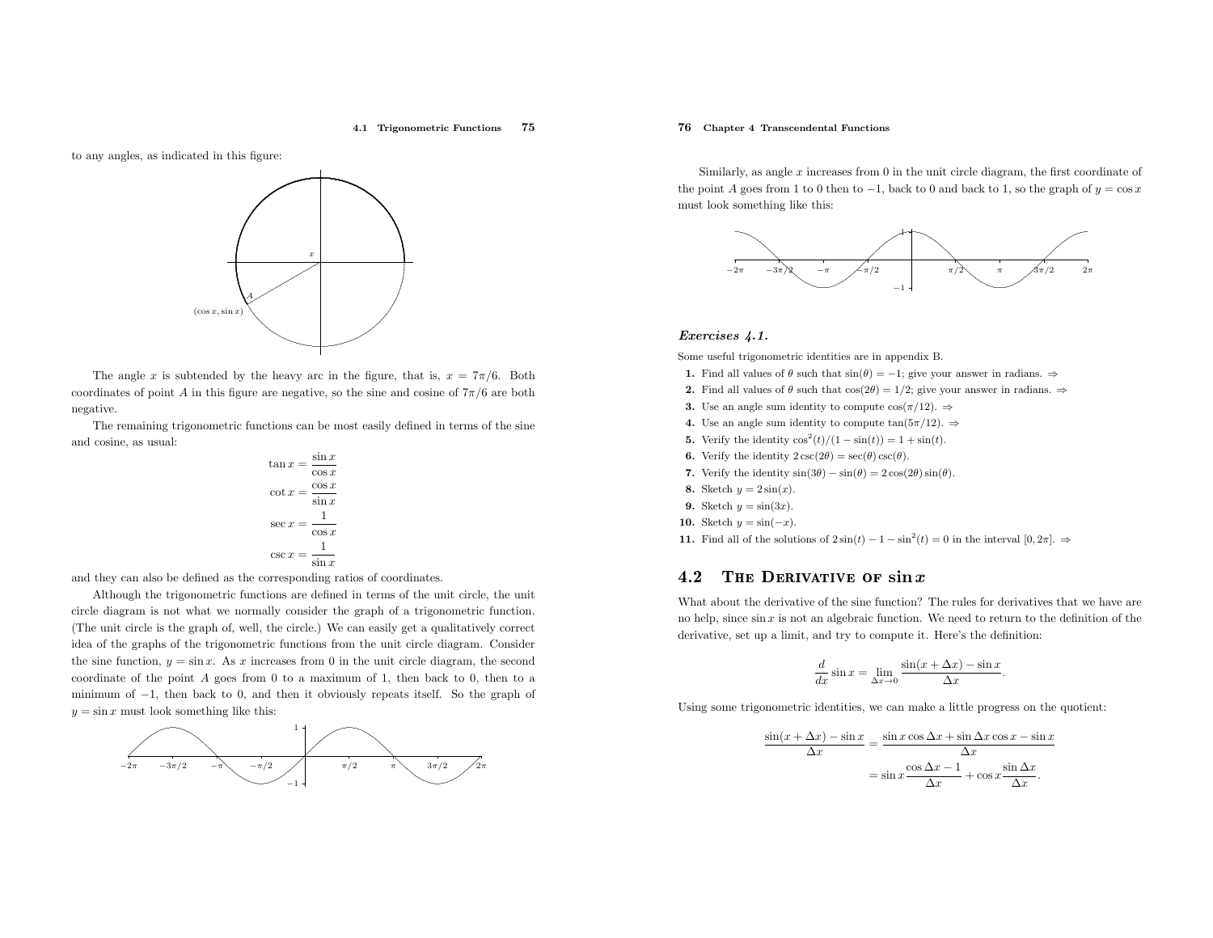to any angles, as indicated in this figure:

The angle $x$ is subtended by the heavy arc in the figure, that is, $x = 7\pi/6$. Both coordinates of point $A$ in this figure are negative, so the sine and cosine of $7\pi/6$ are both negative.

The remaining trigonometric functions can be most easily defined in terms of the sine and cosine, as usual:

$$\tan x = \frac{\sin x}{\cos x}$$

$$\cot x = \frac{\cos x}{\sin x}$$

$$\sec x = \frac{1}{\cos x}$$

$$\csc x = \frac{1}{\sin x}$$

and they can also be defined as the corresponding ratios of coordinates.

Although the trigonometric functions are defined in terms of the unit circle, the unit circle diagram is not what we normally consider the graph of a trigonometric function. (The unit circle is the graph of, well, the circle.) We can easily get a qualitatively correct idea of the graphs of the trigonometric functions from the unit circle diagram. Consider the sine function, $y = \sin x$. As $x$ increases from 0 in the unit circle diagram, the second coordinate of the point $A$ goes from 0 to a maximum of 1, then back to 0, then to a minimum of $-1$, then back to 0, and then it obviously repeats itself. So the graph of $y = \sin x$ must look something like this:

Similarly, as angle $x$ increases from 0 in the unit circle diagram, the first coordinate of the point $A$ goes from 1 to 0 then to $-1$, back to 0 and back to 1, so the graph of $y = \cos x$ must look something like this:

***Exercises 4.1.***

Some useful trigonometric identities are in appendix B.

**1.** Find all values of $\theta$ such that $\sin(\theta) = -1$; give your answer in radians. ⇒

**2.** Find all values of $\theta$ such that $\cos(2\theta) = 1/2$; give your answer in radians. ⇒

**3.** Use an angle sum identity to compute $\cos(\pi/12)$. ⇒

**4.** Use an angle sum identity to compute $\tan(5\pi/12)$. ⇒

**5.** Verify the identity $\cos^2(t)/(1 - \sin(t)) = 1 + \sin(t)$.

**6.** Verify the identity $2\csc(2\theta) = \sec(\theta)\csc(\theta)$.

**7.** Verify the identity $\sin(3\theta) - \sin(\theta) = 2\cos(2\theta)\sin(\theta)$.

**8.** Sketch $y = 2\sin(x)$.

**9.** Sketch $y = \sin(3x)$.

**10.** Sketch $y = \sin(-x)$.

**11.** Find all of the solutions of $2\sin(t) - 1 - \sin^2(t) = 0$ in the interval $[0, 2\pi]$. ⇒

## 4.2 The Derivative of $\sin x$

What about the derivative of the sine function? The rules for derivatives that we have are no help, since $\sin x$ is not an algebraic function. We need to return to the definition of the derivative, set up a limit, and try to compute it. Here's the definition:

$$\frac{d}{dx}\sin x = \lim_{\Delta x \to 0} \frac{\sin(x + \Delta x) - \sin x}{\Delta x}.$$

Using some trigonometric identities, we can make a little progress on the quotient:

$$\begin{aligned}\frac{\sin(x + \Delta x) - \sin x}{\Delta x} &= \frac{\sin x \cos \Delta x + \sin \Delta x \cos x - \sin x}{\Delta x} \\ &= \sin x \frac{\cos \Delta x - 1}{\Delta x} + \cos x \frac{\sin \Delta x}{\Delta x}.\end{aligned}$$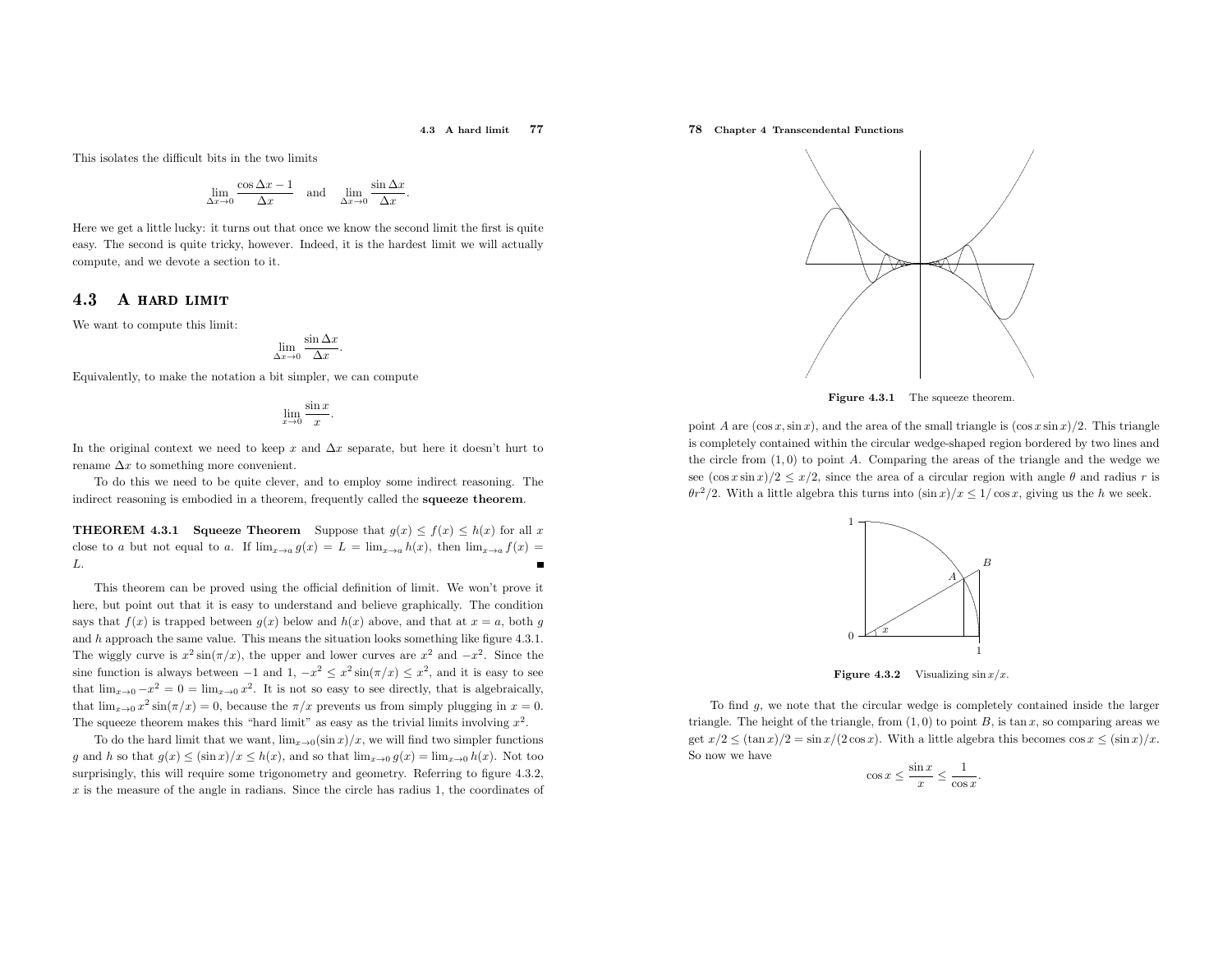This isolates the difficult bits in the two limits

$$\lim_{\Delta x\to 0}\frac{\cos\Delta x - 1}{\Delta x} \quad \text{and} \quad \lim_{\Delta x\to 0}\frac{\sin\Delta x}{\Delta x}.$$

Here we get a little lucky: it turns out that once we know the second limit the first is quite easy. The second is quite tricky, however. Indeed, it is the hardest limit we will actually compute, and we devote a section to it.

## 4.3 A hard limit

We want to compute this limit:

$$\lim_{\Delta x\to 0}\frac{\sin\Delta x}{\Delta x}.$$

Equivalently, to make the notation a bit simpler, we can compute

$$\lim_{x\to 0}\frac{\sin x}{x}.$$

In the original context we need to keep $x$ and $\Delta x$ separate, but here it doesn't hurt to rename $\Delta x$ to something more convenient.

To do this we need to be quite clever, and to employ some indirect reasoning. The indirect reasoning is embodied in a theorem, frequently called the **squeeze theorem**.

**THEOREM 4.3.1 Squeeze Theorem** Suppose that $g(x) \le f(x) \le h(x)$ for all $x$ close to $a$ but not equal to $a$. If $\lim_{x\to a} g(x) = L = \lim_{x\to a} h(x)$, then $\lim_{x\to a} f(x) = L$. ∎

This theorem can be proved using the official definition of limit. We won't prove it here, but point out that it is easy to understand and believe graphically. The condition says that $f(x)$ is trapped between $g(x)$ below and $h(x)$ above, and that at $x = a$, both $g$ and $h$ approach the same value. This means the situation looks something like figure 4.3.1. The wiggly curve is $x^2\sin(\pi/x)$, the upper and lower curves are $x^2$ and $-x^2$. Since the sine function is always between $-1$ and $1$, $-x^2 \le x^2\sin(\pi/x) \le x^2$, and it is easy to see that $\lim_{x\to 0} -x^2 = 0 = \lim_{x\to 0} x^2$. It is not so easy to see directly, that is algebraically, that $\lim_{x\to 0} x^2\sin(\pi/x) = 0$, because the $\pi/x$ prevents us from simply plugging in $x = 0$. The squeeze theorem makes this "hard limit" as easy as the trivial limits involving $x^2$.

To do the hard limit that we want, $\lim_{x\to 0}(\sin x)/x$, we will find two simpler functions $g$ and $h$ so that $g(x) \le (\sin x)/x \le h(x)$, and so that $\lim_{x\to 0} g(x) = \lim_{x\to 0} h(x)$. Not too surprisingly, this will require some trigonometry and geometry. Referring to figure 4.3.2, $x$ is the measure of the angle in radians. Since the circle has radius 1, the coordinates of point $A$ are $(\cos x, \sin x)$, and the area of the small triangle is $(\cos x \sin x)/2$. This triangle is completely contained within the circular wedge-shaped region bordered by two lines and the circle from $(1, 0)$ to point $A$. Comparing the areas of the triangle and the wedge we see $(\cos x \sin x)/2 \le x/2$, since the area of a circular region with angle $\theta$ and radius $r$ is $\theta r^2/2$. With a little algebra this turns into $(\sin x)/x \le 1/\cos x$, giving us the $h$ we seek.

**Figure 4.3.1** The squeeze theorem.

**Figure 4.3.2** Visualizing $\sin x/x$.

To find $g$, we note that the circular wedge is completely contained inside the larger triangle. The height of the triangle, from $(1, 0)$ to point $B$, is $\tan x$, so comparing areas we get $x/2 \le (\tan x)/2 = \sin x/(2\cos x)$. With a little algebra this becomes $\cos x \le (\sin x)/x$. So now we have

$$\cos x \le \frac{\sin x}{x} \le \frac{1}{\cos x}.$$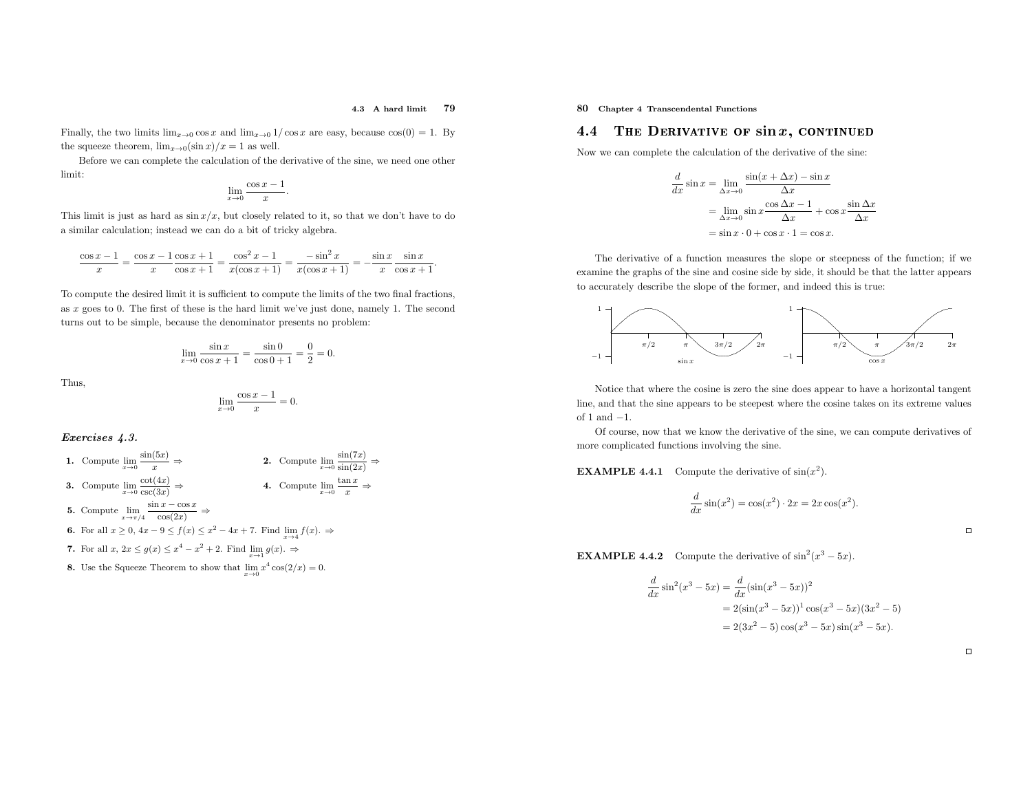Finally, the two limits $\lim_{x\to 0}\cos x$ and $\lim_{x\to 0} 1/\cos x$ are easy, because $\cos(0) = 1$. By the squeeze theorem, $\lim_{x\to 0}(\sin x)/x = 1$ as well.

Before we can complete the calculation of the derivative of the sine, we need one other limit:

$$\lim_{x\to 0}\frac{\cos x - 1}{x}.$$

This limit is just as hard as $\sin x/x$, but closely related to it, so that we don't have to do a similar calculation; instead we can do a bit of tricky algebra.

$$\frac{\cos x - 1}{x} = \frac{\cos x - 1}{x}\frac{\cos x + 1}{\cos x + 1} = \frac{\cos^2 x - 1}{x(\cos x + 1)} = \frac{-\sin^2 x}{x(\cos x + 1)} = -\frac{\sin x}{x}\frac{\sin x}{\cos x + 1}.$$

To compute the desired limit it is sufficient to compute the limits of the two final fractions, as $x$ goes to 0. The first of these is the hard limit we've just done, namely 1. The second turns out to be simple, because the denominator presents no problem:

$$\lim_{x\to 0}\frac{\sin x}{\cos x + 1} = \frac{\sin 0}{\cos 0 + 1} = \frac{0}{2} = 0.$$

Thus,

$$\lim_{x\to 0}\frac{\cos x - 1}{x} = 0.$$

***Exercises 4.3.***

**1.** Compute $\lim_{x\to 0}\dfrac{\sin(5x)}{x}$ ⇒

**2.** Compute $\lim_{x\to 0}\dfrac{\sin(7x)}{\sin(2x)}$ ⇒

**3.** Compute $\lim_{x\to 0}\dfrac{\cot(4x)}{\csc(3x)}$ ⇒

**4.** Compute $\lim_{x\to 0}\dfrac{\tan x}{x}$ ⇒

**5.** Compute $\lim_{x\to \pi/4}\dfrac{\sin x - \cos x}{\cos(2x)}$ ⇒

**6.** For all $x \ge 0$, $4x - 9 \le f(x) \le x^2 - 4x + 7$. Find $\lim_{x\to 4} f(x)$. ⇒

**7.** For all $x$, $2x \le g(x) \le x^4 - x^2 + 2$. Find $\lim_{x\to 1} g(x)$. ⇒

**8.** Use the Squeeze Theorem to show that $\lim_{x\to 0} x^4\cos(2/x) = 0$.

## 4.4 The Derivative of $\sin x$, continued

Now we can complete the calculation of the derivative of the sine:

$$\begin{aligned}\frac{d}{dx}\sin x &= \lim_{\Delta x\to 0}\frac{\sin(x+\Delta x) - \sin x}{\Delta x}\\ &= \lim_{\Delta x\to 0}\sin x\frac{\cos\Delta x - 1}{\Delta x} + \cos x\frac{\sin \Delta x}{\Delta x}\\ &= \sin x\cdot 0 + \cos x \cdot 1 = \cos x.\end{aligned}$$

The derivative of a function measures the slope or steepness of the function; if we examine the graphs of the sine and cosine side by side, it should be that the latter appears to accurately describe the slope of the former, and indeed this is true:

$\sin x$ $\qquad\qquad$ $\cos x$

Notice that where the cosine is zero the sine does appear to have a horizontal tangent line, and that the sine appears to be steepest where the cosine takes on its extreme values of 1 and −1.

Of course, now that we know the derivative of the sine, we can compute derivatives of more complicated functions involving the sine.

**EXAMPLE 4.4.1** Compute the derivative of $\sin(x^2)$.

$$\frac{d}{dx}\sin(x^2) = \cos(x^2)\cdot 2x = 2x\cos(x^2).$$

□

**EXAMPLE 4.4.2** Compute the derivative of $\sin^2(x^3 - 5x)$.

$$\begin{aligned}\frac{d}{dx}\sin^2(x^3 - 5x) &= \frac{d}{dx}(\sin(x^3 - 5x))^2\\ &= 2(\sin(x^3 - 5x))^1\cos(x^3 - 5x)(3x^2 - 5)\\ &= 2(3x^2 - 5)\cos(x^3 - 5x)\sin(x^3 - 5x).\end{aligned}$$

□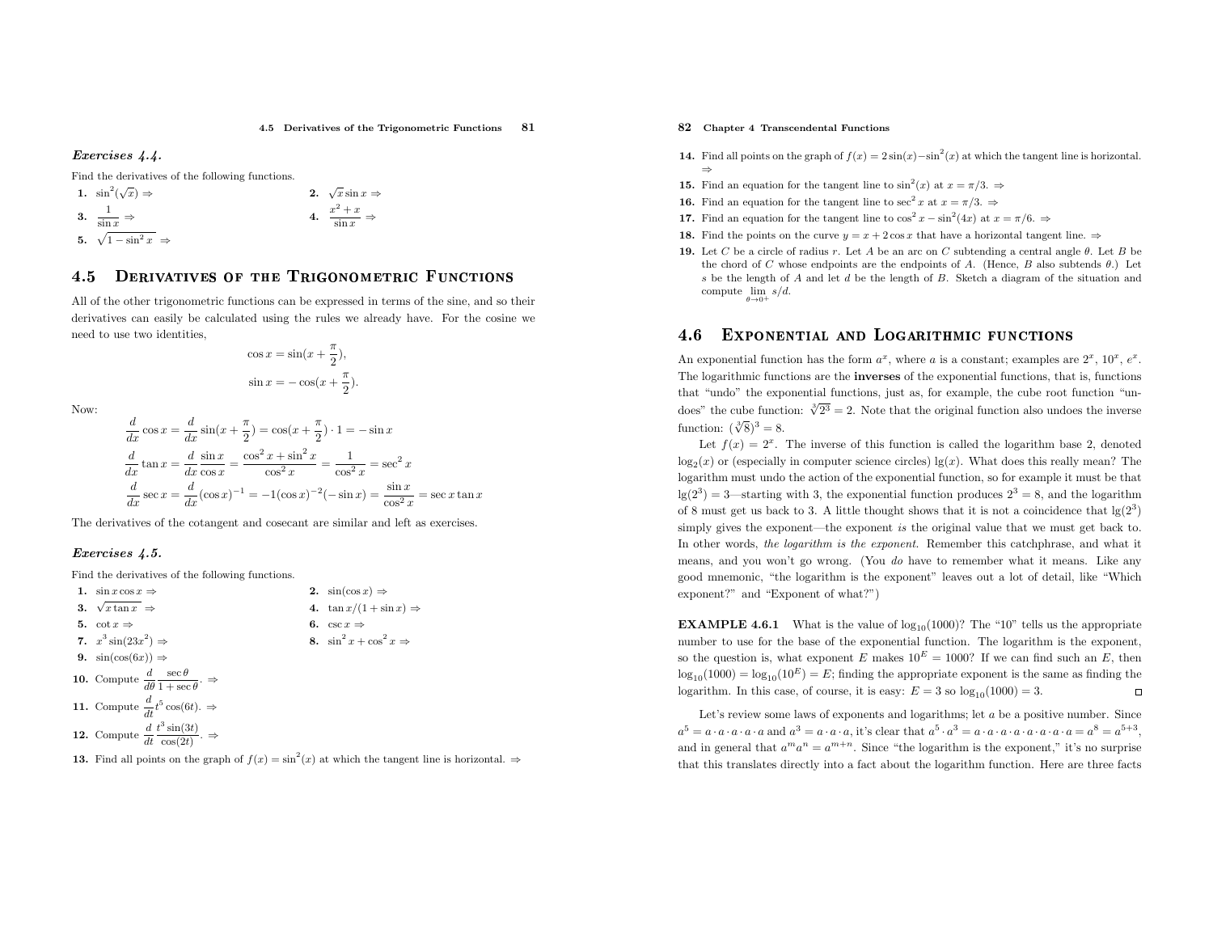*Exercises 4.4.*

Find the derivatives of the following functions.

**1.** $\sin^2(\sqrt{x}) \Rightarrow$

**2.** $\sqrt{x}\sin x \Rightarrow$

**3.** $\dfrac{1}{\sin x} \Rightarrow$

**4.** $\dfrac{x^2+x}{\sin x} \Rightarrow$

**5.** $\sqrt{1-\sin^2 x} \Rightarrow$

## 4.5 Derivatives of the Trigonometric Functions

All of the other trigonometric functions can be expressed in terms of the sine, and so their derivatives can easily be calculated using the rules we already have. For the cosine we need to use two identities,

$$\cos x = \sin(x + \frac{\pi}{2}),$$
$$\sin x = -\cos(x + \frac{\pi}{2}).$$

Now:

$$\frac{d}{dx}\cos x = \frac{d}{dx}\sin(x+\frac{\pi}{2}) = \cos(x+\frac{\pi}{2})\cdot 1 = -\sin x$$

$$\frac{d}{dx}\tan x = \frac{d}{dx}\frac{\sin x}{\cos x} = \frac{\cos^2 x + \sin^2 x}{\cos^2 x} = \frac{1}{\cos^2 x} = \sec^2 x$$

$$\frac{d}{dx}\sec x = \frac{d}{dx}(\cos x)^{-1} = -1(\cos x)^{-2}(-\sin x) = \frac{\sin x}{\cos^2 x} = \sec x \tan x$$

The derivatives of the cotangent and cosecant are similar and left as exercises.

*Exercises 4.5.*

Find the derivatives of the following functions.

**1.** $\sin x \cos x \Rightarrow$

**2.** $\sin(\cos x) \Rightarrow$

**3.** $\sqrt{x \tan x} \Rightarrow$

**4.** $\tan x/(1+\sin x) \Rightarrow$

**5.** $\cot x \Rightarrow$

**6.** $\csc x \Rightarrow$

**7.** $x^3\sin(23x^2) \Rightarrow$

**8.** $\sin^2 x + \cos^2 x \Rightarrow$

**9.** $\sin(\cos(6x)) \Rightarrow$

**10.** Compute $\dfrac{d}{d\theta}\dfrac{\sec\theta}{1+\sec\theta}$. $\Rightarrow$

**11.** Compute $\dfrac{d}{dt}t^5\cos(6t)$. $\Rightarrow$

**12.** Compute $\dfrac{d}{dt}\dfrac{t^3\sin(3t)}{\cos(2t)}$. $\Rightarrow$

**13.** Find all points on the graph of $f(x) = \sin^2(x)$ at which the tangent line is horizontal. $\Rightarrow$

**14.** Find all points on the graph of $f(x) = 2\sin(x) - \sin^2(x)$ at which the tangent line is horizontal. $\Rightarrow$

**15.** Find an equation for the tangent line to $\sin^2(x)$ at $x = \pi/3$. $\Rightarrow$

**16.** Find an equation for the tangent line to $\sec^2 x$ at $x = \pi/3$. $\Rightarrow$

**17.** Find an equation for the tangent line to $\cos^2 x - \sin^2(4x)$ at $x = \pi/6$. $\Rightarrow$

**18.** Find the points on the curve $y = x + 2\cos x$ that have a horizontal tangent line. $\Rightarrow$

**19.** Let $C$ be a circle of radius $r$. Let $A$ be an arc on $C$ subtending a central angle $\theta$. Let $B$ be the chord of $C$ whose endpoints are the endpoints of $A$. (Hence, $B$ also subtends $\theta$.) Let $s$ be the length of $A$ and let $d$ be the length of $B$. Sketch a diagram of the situation and compute $\lim_{\theta\to 0^+} s/d$.

## 4.6 Exponential and Logarithmic functions

An exponential function has the form $a^x$, where $a$ is a constant; examples are $2^x$, $10^x$, $e^x$. The logarithmic functions are the **inverses** of the exponential functions, that is, functions that "undo" the exponential functions, just as, for example, the cube root function "undoes" the cube function: $\sqrt[3]{2^3} = 2$. Note that the original function also undoes the inverse function: $(\sqrt[3]{8})^3 = 8$.

Let $f(x) = 2^x$. The inverse of this function is called the logarithm base 2, denoted $\log_2(x)$ or (especially in computer science circles) $\lg(x)$. What does this really mean? The logarithm must undo the action of the exponential function, so for example it must be that $\lg(2^3) = 3$—starting with 3, the exponential function produces $2^3 = 8$, and the logarithm of 8 must get us back to 3. A little thought shows that it is not a coincidence that $\lg(2^3)$ simply gives the exponent—the exponent *is* the original value that we must get back to. In other words, *the logarithm is the exponent.* Remember this catchphrase, and what it means, and you won't go wrong. (You *do* have to remember what it means. Like any good mnemonic, "the logarithm is the exponent" leaves out a lot of detail, like "Which exponent?" and "Exponent of what?")

**EXAMPLE 4.6.1** What is the value of $\log_{10}(1000)$? The "10" tells us the appropriate number to use for the base of the exponential function. The logarithm is the exponent, so the question is, what exponent $E$ makes $10^E = 1000$? If we can find such an $E$, then $\log_{10}(1000) = \log_{10}(10^E) = E$; finding the appropriate exponent is the same as finding the logarithm. In this case, of course, it is easy: $E = 3$ so $\log_{10}(1000) = 3$. □

Let's review some laws of exponents and logarithms; let $a$ be a positive number. Since $a^5 = a\cdot a\cdot a\cdot a\cdot a$ and $a^3 = a\cdot a\cdot a$, it's clear that $a^5\cdot a^3 = a\cdot a\cdot a\cdot a\cdot a\cdot a\cdot a\cdot a = a^8 = a^{5+3}$, and in general that $a^m a^n = a^{m+n}$. Since "the logarithm is the exponent," it's no surprise that this translates directly into a fact about the logarithm function. Here are three facts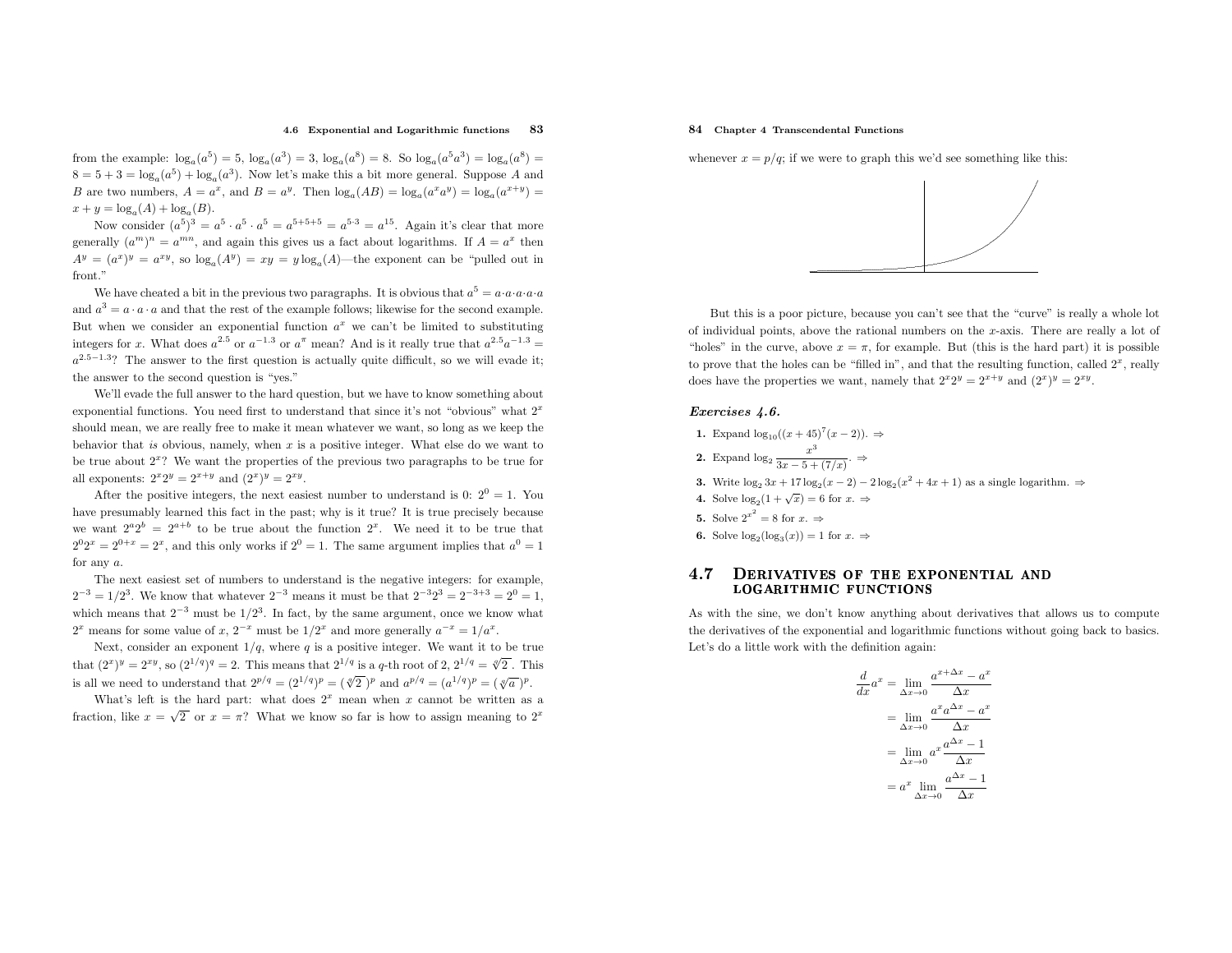from the example: $\log_a(a^5) = 5$, $\log_a(a^3) = 3$, $\log_a(a^8) = 8$. So $\log_a(a^5 a^3) = \log_a(a^8) = 8 = 5 + 3 = \log_a(a^5) + \log_a(a^3)$. Now let's make this a bit more general. Suppose $A$ and $B$ are two numbers, $A = a^x$, and $B = a^y$. Then $\log_a(AB) = \log_a(a^x a^y) = \log_a(a^{x+y}) = x + y = \log_a(A) + \log_a(B)$.

Now consider $(a^5)^3 = a^5 \cdot a^5 \cdot a^5 = a^{5+5+5} = a^{5 \cdot 3} = a^{15}$. Again it's clear that more generally $(a^m)^n = a^{mn}$, and again this gives us a fact about logarithms. If $A = a^x$ then $A^y = (a^x)^y = a^{xy}$, so $\log_a(A^y) = xy = y \log_a(A)$—the exponent can be "pulled out in front."

We have cheated a bit in the previous two paragraphs. It is obvious that $a^5 = a \cdot a \cdot a \cdot a \cdot a$ and $a^3 = a \cdot a \cdot a$ and that the rest of the example follows; likewise for the second example. But when we consider an exponential function $a^x$ we can't be limited to substituting integers for $x$. What does $a^{2.5}$ or $a^{-1.3}$ or $a^\pi$ mean? And is it really true that $a^{2.5}a^{-1.3} = a^{2.5-1.3}$? The answer to the first question is actually quite difficult, so we will evade it; the answer to the second question is "yes."

We'll evade the full answer to the hard question, but we have to know something about exponential functions. You need first to understand that since it's not "obvious" what $2^x$ should mean, we are really free to make it mean whatever we want, so long as we keep the behavior that *is* obvious, namely, when $x$ is a positive integer. What else do we want to be true about $2^x$? We want the properties of the previous two paragraphs to be true for all exponents: $2^x 2^y = 2^{x+y}$ and $(2^x)^y = 2^{xy}$.

After the positive integers, the next easiest number to understand is 0: $2^0 = 1$. You have presumably learned this fact in the past; why is it true? It is true precisely because we want $2^a 2^b = 2^{a+b}$ to be true about the function $2^x$. We need it to be true that $2^0 2^x = 2^{0+x} = 2^x$, and this only works if $2^0 = 1$. The same argument implies that $a^0 = 1$ for any $a$.

The next easiest set of numbers to understand is the negative integers: for example, $2^{-3} = 1/2^3$. We know that whatever $2^{-3}$ means it must be that $2^{-3}2^3 = 2^{-3+3} = 2^0 = 1$, which means that $2^{-3}$ must be $1/2^3$. In fact, by the same argument, once we know what $2^x$ means for some value of $x$, $2^{-x}$ must be $1/2^x$ and more generally $a^{-x} = 1/a^x$.

Next, consider an exponent $1/q$, where $q$ is a positive integer. We want it to be true that $(2^x)^y = 2^{xy}$, so $(2^{1/q})^q = 2$. This means that $2^{1/q}$ is a $q$-th root of 2, $2^{1/q} = \sqrt[q]{2}$. This is all we need to understand that $2^{p/q} = (2^{1/q})^p = (\sqrt[q]{2})^p$ and $a^{p/q} = (a^{1/q})^p = (\sqrt[q]{a})^p$.

What's left is the hard part: what does $2^x$ mean when $x$ cannot be written as a fraction, like $x = \sqrt{2}$ or $x = \pi$? What we know so far is how to assign meaning to $2^x$ whenever $x = p/q$; if we were to graph this we'd see something like this:

But this is a poor picture, because you can't see that the "curve" is really a whole lot of individual points, above the rational numbers on the $x$-axis. There are really a lot of "holes" in the curve, above $x = \pi$, for example. But (this is the hard part) it is possible to prove that the holes can be "filled in", and that the resulting function, called $2^x$, really does have the properties we want, namely that $2^x 2^y = 2^{x+y}$ and $(2^x)^y = 2^{xy}$.

### *Exercises 4.6.*

1. Expand $\log_{10}((x+45)^7(x-2))$. ⇒
2. Expand $\log_2 \dfrac{x^3}{3x-5+(7/x)}$. ⇒
3. Write $\log_2 3x + 17\log_2(x-2) - 2\log_2(x^2+4x+1)$ as a single logarithm. ⇒
4. Solve $\log_2(1+\sqrt{x}) = 6$ for $x$. ⇒
5. Solve $2^{x^2} = 8$ for $x$. ⇒
6. Solve $\log_2(\log_3(x)) = 1$ for $x$. ⇒

## 4.7 Derivatives of the exponential and logarithmic functions

As with the sine, we don't know anything about derivatives that allows us to compute the derivatives of the exponential and logarithmic functions without going back to basics. Let's do a little work with the definition again:

$$\begin{aligned}
\frac{d}{dx}a^x &= \lim_{\Delta x \to 0} \frac{a^{x+\Delta x} - a^x}{\Delta x} \\
&= \lim_{\Delta x \to 0} \frac{a^x a^{\Delta x} - a^x}{\Delta x} \\
&= \lim_{\Delta x \to 0} a^x \frac{a^{\Delta x} - 1}{\Delta x} \\
&= a^x \lim_{\Delta x \to 0} \frac{a^{\Delta x} - 1}{\Delta x}
\end{aligned}$$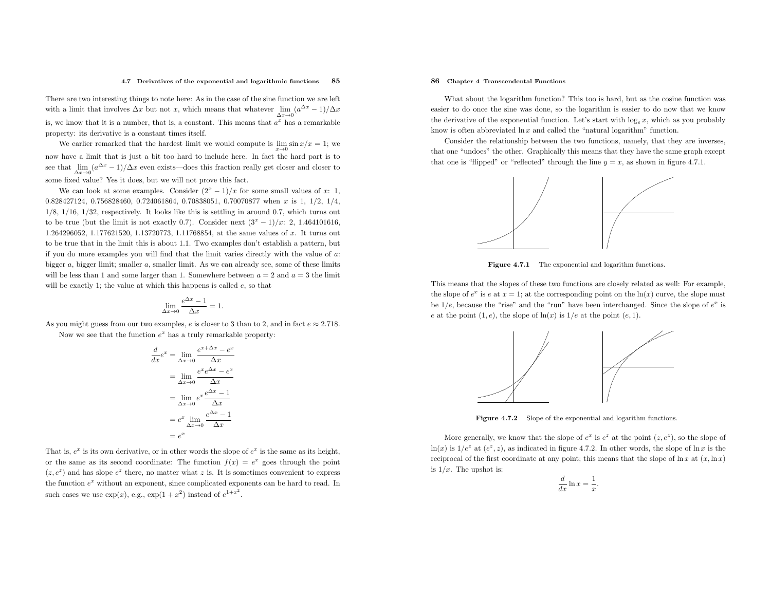There are two interesting things to note here: As in the case of the sine function we are left with a limit that involves $\Delta x$ but not $x$, which means that whatever $\lim_{\Delta x\to 0}(a^{\Delta x}-1)/\Delta x$ is, we know that it is a number, that is, a constant. This means that $a^x$ has a remarkable property: its derivative is a constant times itself.

We earlier remarked that the hardest limit we would compute is $\lim_{x\to 0}\sin x/x = 1$; we now have a limit that is just a bit too hard to include here. In fact the hard part is to see that $\lim_{\Delta x\to 0}(a^{\Delta x}-1)/\Delta x$ even exists—does this fraction really get closer and closer to some fixed value? Yes it does, but we will not prove this fact.

We can look at some examples. Consider $(2^x-1)/x$ for some small values of $x$: 1, 0.828427124, 0.756828460, 0.724061864, 0.70838051, 0.70070877 when $x$ is 1, 1/2, 1/4, 1/8, 1/16, 1/32, respectively. It looks like this is settling in around 0.7, which turns out to be true (but the limit is not exactly 0.7). Consider next $(3^x-1)/x$: 2, 1.464101616, 1.264296052, 1.177621520, 1.13720773, 1.11768854, at the same values of $x$. It turns out to be true that in the limit this is about 1.1. Two examples don't establish a pattern, but if you do more examples you will find that the limit varies directly with the value of $a$: bigger $a$, bigger limit; smaller $a$, smaller limit. As we can already see, some of these limits will be less than 1 and some larger than 1. Somewhere between $a=2$ and $a=3$ the limit will be exactly 1; the value at which this happens is called $e$, so that

$$\lim_{\Delta x\to 0}\frac{e^{\Delta x}-1}{\Delta x}=1.$$

As you might guess from our two examples, $e$ is closer to 3 than to 2, and in fact $e\approx 2.718$.

Now we see that the function $e^x$ has a truly remarkable property:

$$\begin{aligned}
\frac{d}{dx}e^x &= \lim_{\Delta x\to 0}\frac{e^{x+\Delta x}-e^x}{\Delta x}\\
&= \lim_{\Delta x\to 0}\frac{e^x e^{\Delta x}-e^x}{\Delta x}\\
&= \lim_{\Delta x\to 0}e^x\frac{e^{\Delta x}-1}{\Delta x}\\
&= e^x\lim_{\Delta x\to 0}\frac{e^{\Delta x}-1}{\Delta x}\\
&= e^x
\end{aligned}$$

That is, $e^x$ is its own derivative, or in other words the slope of $e^x$ is the same as its height, or the same as its second coordinate: The function $f(x)=e^x$ goes through the point $(z,e^z)$ and has slope $e^z$ there, no matter what $z$ is. It is sometimes convenient to express the function $e^x$ without an exponent, since complicated exponents can be hard to read. In such cases we use $\exp(x)$, e.g., $\exp(1+x^2)$ instead of $e^{1+x^2}$.

What about the logarithm function? This too is hard, but as the cosine function was easier to do once the sine was done, so the logarithm is easier to do now that we know the derivative of the exponential function. Let's start with $\log_e x$, which as you probably know is often abbreviated $\ln x$ and called the "natural logarithm" function.

Consider the relationship between the two functions, namely, that they are inverses, that one "undoes" the other. Graphically this means that they have the same graph except that one is "flipped" or "reflected" through the line $y=x$, as shown in figure 4.7.1.

**Figure 4.7.1** The exponential and logarithm functions.

This means that the slopes of these two functions are closely related as well: For example, the slope of $e^x$ is $e$ at $x=1$; at the corresponding point on the $\ln(x)$ curve, the slope must be $1/e$, because the "rise" and the "run" have been interchanged. Since the slope of $e^x$ is $e$ at the point $(1,e)$, the slope of $\ln(x)$ is $1/e$ at the point $(e,1)$.

**Figure 4.7.2** Slope of the exponential and logarithm functions.

More generally, we know that the slope of $e^x$ is $e^z$ at the point $(z,e^z)$, so the slope of $\ln(x)$ is $1/e^z$ at $(e^z,z)$, as indicated in figure 4.7.2. In other words, the slope of $\ln x$ is the reciprocal of the first coordinate at any point; this means that the slope of $\ln x$ at $(x,\ln x)$ is $1/x$. The upshot is:

$$\frac{d}{dx}\ln x=\frac{1}{x}.$$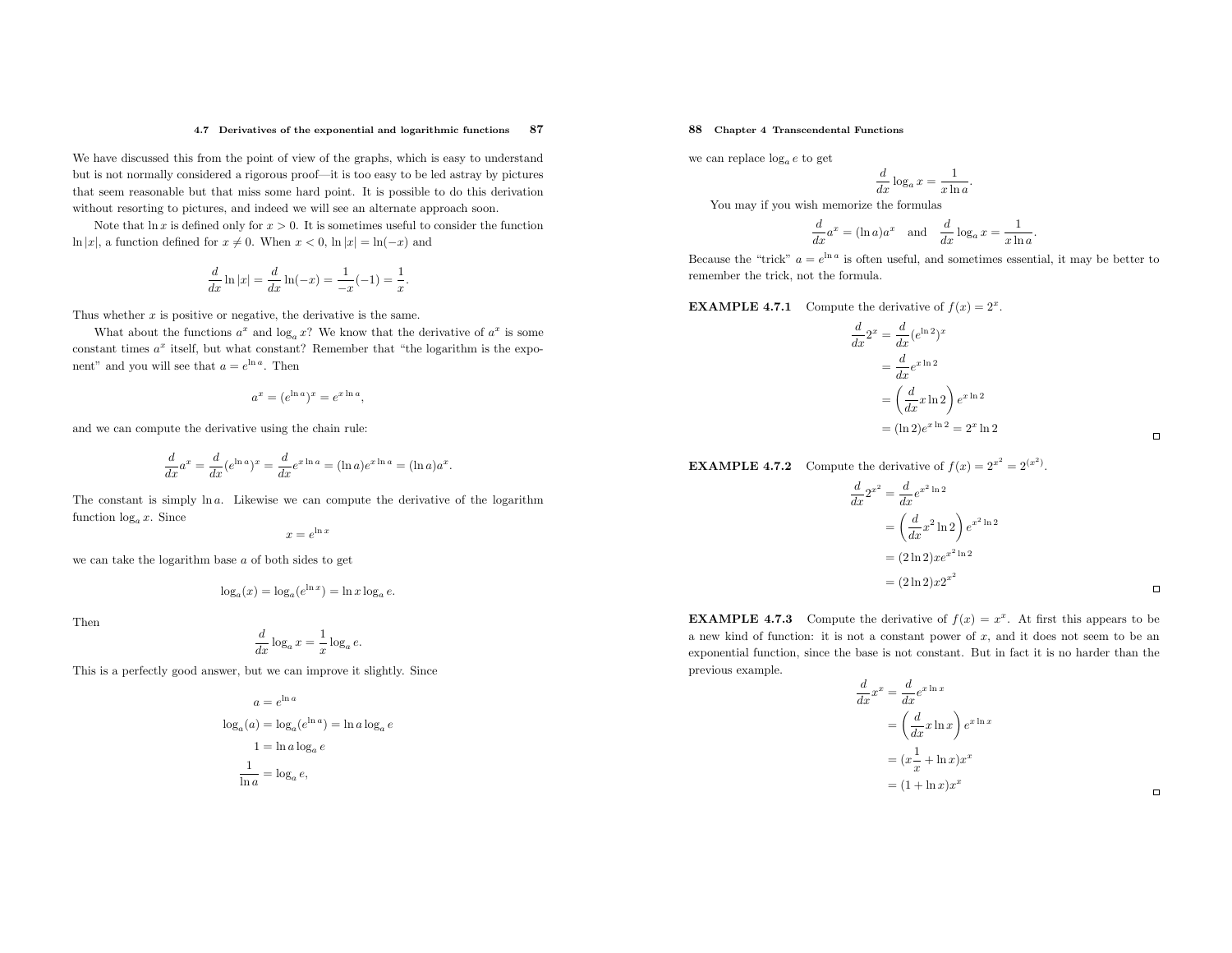We have discussed this from the point of view of the graphs, which is easy to understand but is not normally considered a rigorous proof—it is too easy to be led astray by pictures that seem reasonable but that miss some hard point. It is possible to do this derivation without resorting to pictures, and indeed we will see an alternate approach soon.

Note that $\ln x$ is defined only for $x > 0$. It is sometimes useful to consider the function $\ln|x|$, a function defined for $x \neq 0$. When $x < 0$, $\ln|x| = \ln(-x)$ and

$$\frac{d}{dx}\ln|x| = \frac{d}{dx}\ln(-x) = \frac{1}{-x}(-1) = \frac{1}{x}.$$

Thus whether $x$ is positive or negative, the derivative is the same.

What about the functions $a^x$ and $\log_a x$? We know that the derivative of $a^x$ is some constant times $a^x$ itself, but what constant? Remember that "the logarithm is the exponent" and you will see that $a = e^{\ln a}$. Then

$$a^x = (e^{\ln a})^x = e^{x \ln a},$$

and we can compute the derivative using the chain rule:

$$\frac{d}{dx}a^x = \frac{d}{dx}(e^{\ln a})^x = \frac{d}{dx}e^{x\ln a} = (\ln a)e^{x\ln a} = (\ln a)a^x.$$

The constant is simply $\ln a$. Likewise we can compute the derivative of the logarithm function $\log_a x$. Since

$$x = e^{\ln x}$$

we can take the logarithm base $a$ of both sides to get

$$\log_a(x) = \log_a(e^{\ln x}) = \ln x \log_a e.$$

Then

$$\frac{d}{dx}\log_a x = \frac{1}{x}\log_a e.$$

This is a perfectly good answer, but we can improve it slightly. Since

$$\begin{aligned}
a &= e^{\ln a} \\
\log_a(a) &= \log_a(e^{\ln a}) = \ln a \log_a e \\
1 &= \ln a \log_a e \\
\frac{1}{\ln a} &= \log_a e,
\end{aligned}$$

we can replace $\log_a e$ to get

$$\frac{d}{dx}\log_a x = \frac{1}{x\ln a}.$$

You may if you wish memorize the formulas

$$\frac{d}{dx}a^x = (\ln a)a^x \quad \text{and} \quad \frac{d}{dx}\log_a x = \frac{1}{x\ln a}.$$

Because the "trick" $a = e^{\ln a}$ is often useful, and sometimes essential, it may be better to remember the trick, not the formula.

**EXAMPLE 4.7.1** Compute the derivative of $f(x) = 2^x$.

$$\begin{aligned}
\frac{d}{dx}2^x &= \frac{d}{dx}(e^{\ln 2})^x \\
&= \frac{d}{dx}e^{x\ln 2} \\
&= \left(\frac{d}{dx}x\ln 2\right)e^{x\ln 2} \\
&= (\ln 2)e^{x\ln 2} = 2^x \ln 2
\end{aligned}$$

□

**EXAMPLE 4.7.2** Compute the derivative of $f(x) = 2^{x^2} = 2^{(x^2)}$.

$$\begin{aligned}
\frac{d}{dx}2^{x^2} &= \frac{d}{dx}e^{x^2\ln 2} \\
&= \left(\frac{d}{dx}x^2\ln 2\right)e^{x^2\ln 2} \\
&= (2\ln 2)xe^{x^2\ln 2} \\
&= (2\ln 2)x2^{x^2}
\end{aligned}$$

□

**EXAMPLE 4.7.3** Compute the derivative of $f(x) = x^x$. At first this appears to be a new kind of function: it is not a constant power of $x$, and it does not seem to be an exponential function, since the base is not constant. But in fact it is no harder than the previous example.

$$\begin{aligned}
\frac{d}{dx}x^x &= \frac{d}{dx}e^{x\ln x} \\
&= \left(\frac{d}{dx}x\ln x\right)e^{x\ln x} \\
&= (x\frac{1}{x} + \ln x)x^x \\
&= (1 + \ln x)x^x
\end{aligned}$$

□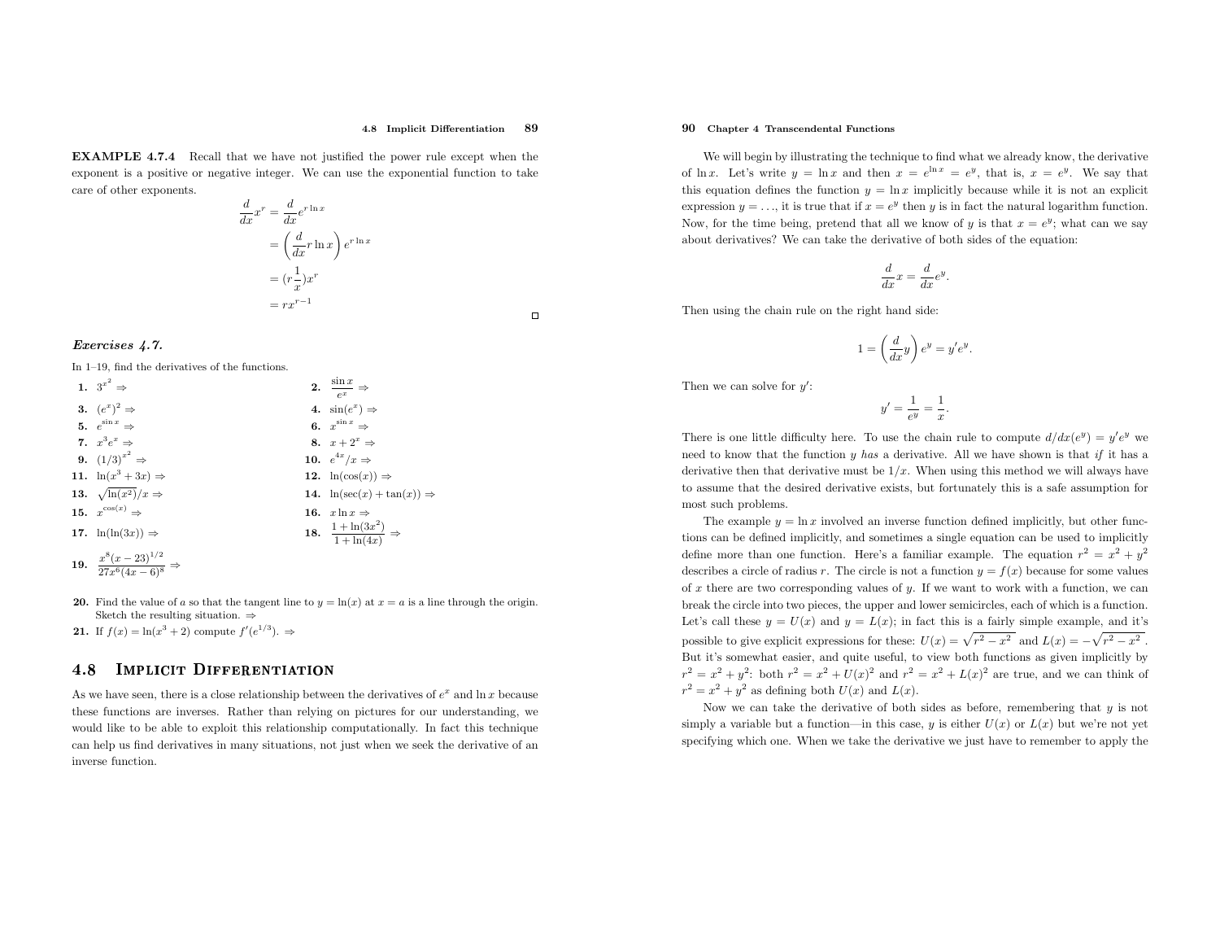**EXAMPLE 4.7.4** Recall that we have not justified the power rule except when the exponent is a positive or negative integer. We can use the exponential function to take care of other exponents.

$$\begin{aligned}
\frac{d}{dx}x^r &= \frac{d}{dx}e^{r\ln x} \\
&= \left(\frac{d}{dx}r\ln x\right)e^{r\ln x} \\
&= (r\frac{1}{x})x^r \\
&= rx^{r-1}
\end{aligned}$$

□

### *Exercises 4.7.*

In 1–19, find the derivatives of the functions.

**1.** $3^{x^2}$ ⇒

**2.** $\dfrac{\sin x}{e^x}$ ⇒

**3.** $(e^x)^2$ ⇒

**4.** $\sin(e^x)$ ⇒

**5.** $e^{\sin x}$ ⇒

**6.** $x^{\sin x}$ ⇒

**7.** $x^3e^x$ ⇒

**8.** $x + 2^x$ ⇒

**9.** $(1/3)^{x^2}$ ⇒

**10.** $e^{4x}/x$ ⇒

**11.** $\ln(x^3 + 3x)$ ⇒

**12.** $\ln(\cos(x))$ ⇒

**13.** $\sqrt{\ln(x^2)}/x$ ⇒

**14.** $\ln(\sec(x) + \tan(x))$ ⇒

**15.** $x^{\cos(x)}$ ⇒

**16.** $x\ln x$ ⇒

**17.** $\ln(\ln(3x))$ ⇒

**18.** $\dfrac{1+\ln(3x^2)}{1+\ln(4x)}$ ⇒

**19.** $\dfrac{x^8(x-23)^{1/2}}{27x^6(4x-6)^8}$ ⇒

**20.** Find the value of $a$ so that the tangent line to $y = \ln(x)$ at $x = a$ is a line through the origin. Sketch the resulting situation. ⇒

**21.** If $f(x) = \ln(x^3 + 2)$ compute $f'(e^{1/3})$. ⇒

## 4.8 Implicit Differentiation

As we have seen, there is a close relationship between the derivatives of $e^x$ and $\ln x$ because these functions are inverses. Rather than relying on pictures for our understanding, we would like to be able to exploit this relationship computationally. In fact this technique can help us find derivatives in many situations, not just when we seek the derivative of an inverse function.

We will begin by illustrating the technique to find what we already know, the derivative of $\ln x$. Let's write $y = \ln x$ and then $x = e^{\ln x} = e^y$, that is, $x = e^y$. We say that this equation defines the function $y = \ln x$ implicitly because while it is not an explicit expression $y = \ldots$, it is true that if $x = e^y$ then $y$ is in fact the natural logarithm function. Now, for the time being, pretend that all we know of $y$ is that $x = e^y$; what can we say about derivatives? We can take the derivative of both sides of the equation:

$$\frac{d}{dx}x = \frac{d}{dx}e^y.$$

Then using the chain rule on the right hand side:

$$1 = \left(\frac{d}{dx}y\right)e^y = y'e^y.$$

Then we can solve for $y'$:

$$y' = \frac{1}{e^y} = \frac{1}{x}.$$

There is one little difficulty here. To use the chain rule to compute $d/dx(e^y) = y'e^y$ we need to know that the function $y$ *has* a derivative. All we have shown is that *if* it has a derivative then that derivative must be $1/x$. When using this method we will always have to assume that the desired derivative exists, but fortunately this is a safe assumption for most such problems.

The example $y = \ln x$ involved an inverse function defined implicitly, but other functions can be defined implicitly, and sometimes a single equation can be used to implicitly define more than one function. Here's a familiar example. The equation $r^2 = x^2 + y^2$ describes a circle of radius $r$. The circle is not a function $y = f(x)$ because for some values of $x$ there are two corresponding values of $y$. If we want to work with a function, we can break the circle into two pieces, the upper and lower semicircles, each of which is a function. Let's call these $y = U(x)$ and $y = L(x)$; in fact this is a fairly simple example, and it's possible to give explicit expressions for these: $U(x) = \sqrt{r^2 - x^2}$ and $L(x) = -\sqrt{r^2 - x^2}$. But it's somewhat easier, and quite useful, to view both functions as given implicitly by $r^2 = x^2 + y^2$: both $r^2 = x^2 + U(x)^2$ and $r^2 = x^2 + L(x)^2$ are true, and we can think of $r^2 = x^2 + y^2$ as defining both $U(x)$ and $L(x)$.

Now we can take the derivative of both sides as before, remembering that $y$ is not simply a variable but a function—in this case, $y$ is either $U(x)$ or $L(x)$ but we're not yet specifying which one. When we take the derivative we just have to remember to apply the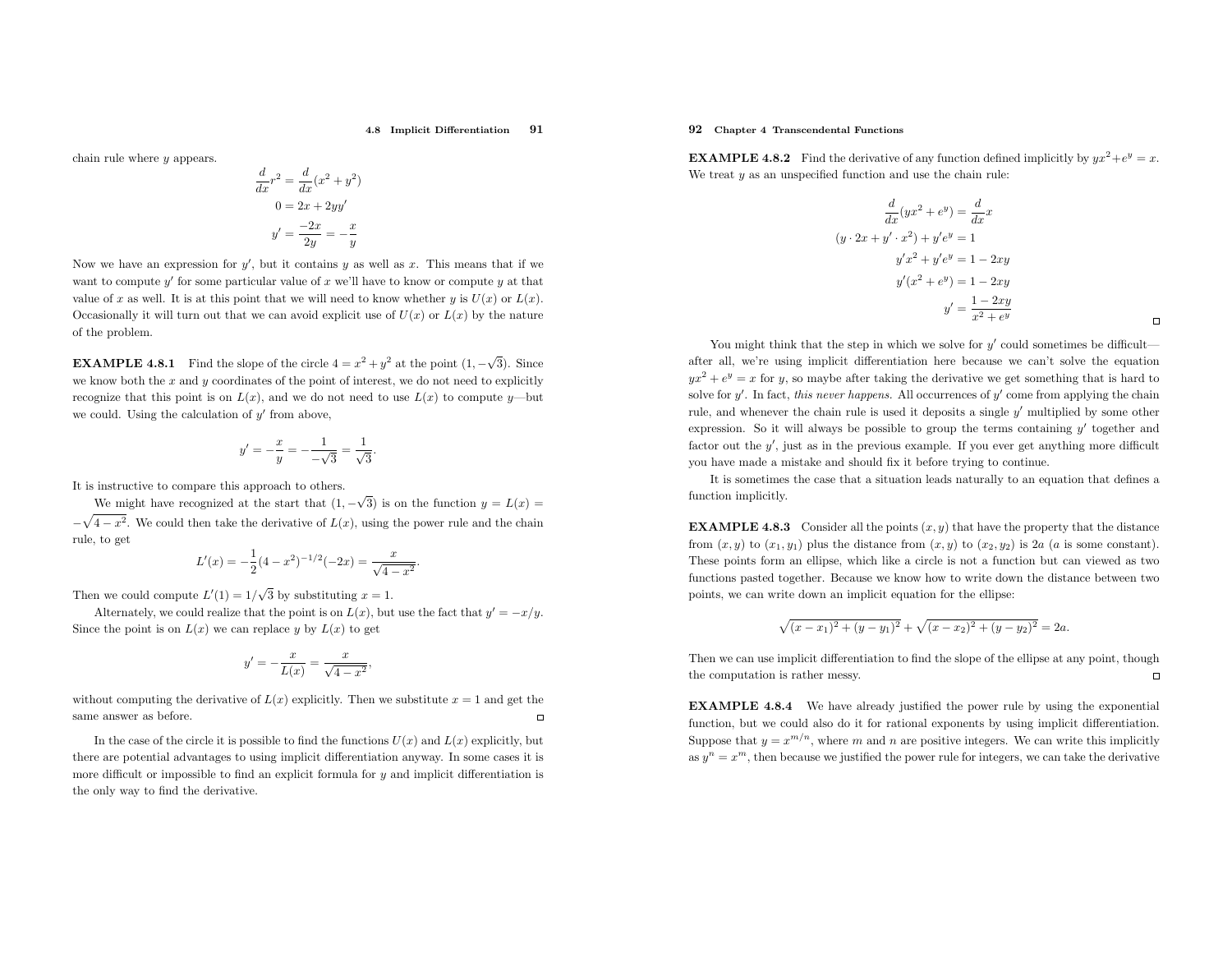chain rule where $y$ appears.

$$\begin{aligned}
\frac{d}{dx}r^2 &= \frac{d}{dx}(x^2+y^2) \\
0 &= 2x + 2yy' \\
y' &= \frac{-2x}{2y} = -\frac{x}{y}
\end{aligned}$$

Now we have an expression for $y'$, but it contains $y$ as well as $x$. This means that if we want to compute $y'$ for some particular value of $x$ we'll have to know or compute $y$ at that value of $x$ as well. It is at this point that we will need to know whether $y$ is $U(x)$ or $L(x)$. Occasionally it will turn out that we can avoid explicit use of $U(x)$ or $L(x)$ by the nature of the problem.

**EXAMPLE 4.8.1** Find the slope of the circle $4 = x^2 + y^2$ at the point $(1, -\sqrt{3})$. Since we know both the $x$ and $y$ coordinates of the point of interest, we do not need to explicitly recognize that this point is on $L(x)$, and we do not need to use $L(x)$ to compute $y$—but we could. Using the calculation of $y'$ from above,

$$y' = -\frac{x}{y} = -\frac{1}{-\sqrt{3}} = \frac{1}{\sqrt{3}}.$$

It is instructive to compare this approach to others.

We might have recognized at the start that $(1, -\sqrt{3})$ is on the function $y = L(x) = -\sqrt{4-x^2}$. We could then take the derivative of $L(x)$, using the power rule and the chain rule, to get

$$L'(x) = -\frac{1}{2}(4-x^2)^{-1/2}(-2x) = \frac{x}{\sqrt{4-x^2}}.$$

Then we could compute $L'(1) = 1/\sqrt{3}$ by substituting $x = 1$.

Alternately, we could realize that the point is on $L(x)$, but use the fact that $y' = -x/y$. Since the point is on $L(x)$ we can replace $y$ by $L(x)$ to get

$$y' = -\frac{x}{L(x)} = \frac{x}{\sqrt{4-x^2}},$$

without computing the derivative of $L(x)$ explicitly. Then we substitute $x = 1$ and get the same answer as before. □

In the case of the circle it is possible to find the functions $U(x)$ and $L(x)$ explicitly, but there are potential advantages to using implicit differentiation anyway. In some cases it is more difficult or impossible to find an explicit formula for $y$ and implicit differentiation is the only way to find the derivative.

**EXAMPLE 4.8.2** Find the derivative of any function defined implicitly by $yx^2 + e^y = x$. We treat $y$ as an unspecified function and use the chain rule:

$$\begin{aligned}
\frac{d}{dx}(yx^2 + e^y) &= \frac{d}{dx}x \\
(y \cdot 2x + y' \cdot x^2) + y'e^y &= 1 \\
y'x^2 + y'e^y &= 1 - 2xy \\
y'(x^2 + e^y) &= 1 - 2xy \\
y' &= \frac{1-2xy}{x^2+e^y}
\end{aligned}$$

□

You might think that the step in which we solve for $y'$ could sometimes be difficult—after all, we're using implicit differentiation here because we can't solve the equation $yx^2 + e^y = x$ for $y$, so maybe after taking the derivative we get something that is hard to solve for $y'$. In fact, *this never happens*. All occurrences of $y'$ come from applying the chain rule, and whenever the chain rule is used it deposits a single $y'$ multiplied by some other expression. So it will always be possible to group the terms containing $y'$ together and factor out the $y'$, just as in the previous example. If you ever get anything more difficult you have made a mistake and should fix it before trying to continue.

It is sometimes the case that a situation leads naturally to an equation that defines a function implicitly.

**EXAMPLE 4.8.3** Consider all the points $(x, y)$ that have the property that the distance from $(x, y)$ to $(x_1, y_1)$ plus the distance from $(x, y)$ to $(x_2, y_2)$ is $2a$ ($a$ is some constant). These points form an ellipse, which like a circle is not a function but can viewed as two functions pasted together. Because we know how to write down the distance between two points, we can write down an implicit equation for the ellipse:

$$\sqrt{(x-x_1)^2 + (y-y_1)^2} + \sqrt{(x-x_2)^2 + (y-y_2)^2} = 2a.$$

Then we can use implicit differentiation to find the slope of the ellipse at any point, though the computation is rather messy. □

**EXAMPLE 4.8.4** We have already justified the power rule by using the exponential function, but we could also do it for rational exponents by using implicit differentiation. Suppose that $y = x^{m/n}$, where $m$ and $n$ are positive integers. We can write this implicitly as $y^n = x^m$, then because we justified the power rule for integers, we can take the derivative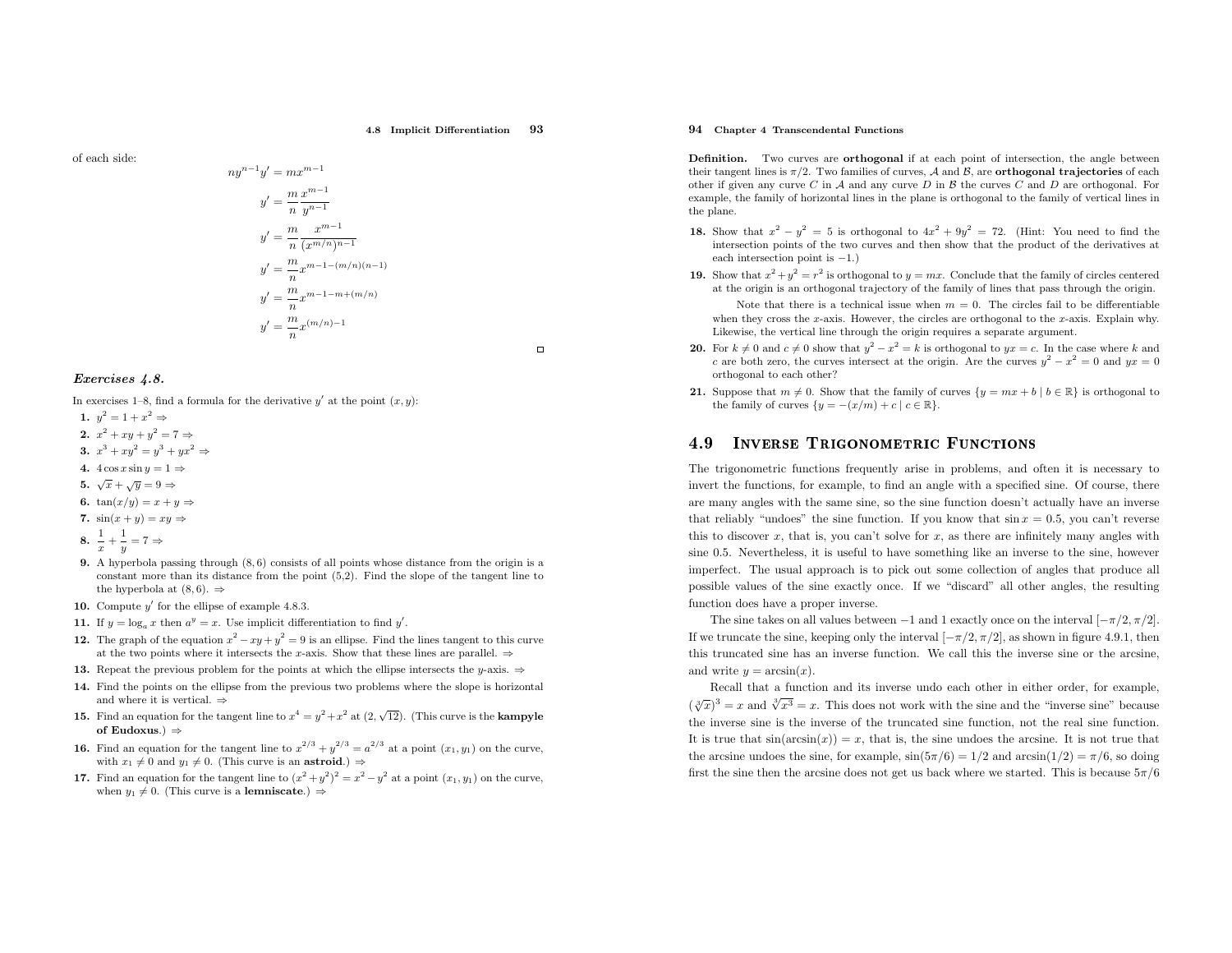of each side:

$$
\begin{aligned}
ny^{n-1}y' &= mx^{m-1} \\
y' &= \frac{m}{n}\frac{x^{m-1}}{y^{n-1}} \\
y' &= \frac{m}{n}\frac{x^{m-1}}{(x^{m/n})^{n-1}} \\
y' &= \frac{m}{n}x^{m-1-(m/n)(n-1)} \\
y' &= \frac{m}{n}x^{m-1-m+(m/n)} \\
y' &= \frac{m}{n}x^{(m/n)-1}
\end{aligned}
$$

□

### *Exercises 4.8.*

In exercises 1–8, find a formula for the derivative $y'$ at the point $(x, y)$:

**1.** $y^2 = 1 + x^2 \Rightarrow$

**2.** $x^2 + xy + y^2 = 7 \Rightarrow$

**3.** $x^3 + xy^2 = y^3 + yx^2 \Rightarrow$

**4.** $4\cos x \sin y = 1 \Rightarrow$

**5.** $\sqrt{x} + \sqrt{y} = 9 \Rightarrow$

**6.** $\tan(x/y) = x + y \Rightarrow$

**7.** $\sin(x + y) = xy \Rightarrow$

**8.** $\dfrac{1}{x} + \dfrac{1}{y} = 7 \Rightarrow$

**9.** A hyperbola passing through $(8, 6)$ consists of all points whose distance from the origin is a constant more than its distance from the point $(5,2)$. Find the slope of the tangent line to the hyperbola at $(8, 6)$. $\Rightarrow$

**10.** Compute $y'$ for the ellipse of example 4.8.3.

**11.** If $y = \log_a x$ then $a^y = x$. Use implicit differentiation to find $y'$.

**12.** The graph of the equation $x^2 - xy + y^2 = 9$ is an ellipse. Find the lines tangent to this curve at the two points where it intersects the $x$-axis. Show that these lines are parallel. $\Rightarrow$

**13.** Repeat the previous problem for the points at which the ellipse intersects the $y$-axis. $\Rightarrow$

**14.** Find the points on the ellipse from the previous two problems where the slope is horizontal and where it is vertical. $\Rightarrow$

**15.** Find an equation for the tangent line to $x^4 = y^2 + x^2$ at $(2, \sqrt{12})$. (This curve is the **kampyle of Eudoxus**.) $\Rightarrow$

**16.** Find an equation for the tangent line to $x^{2/3} + y^{2/3} = a^{2/3}$ at a point $(x_1, y_1)$ on the curve, with $x_1 \neq 0$ and $y_1 \neq 0$. (This curve is an **astroid**.) $\Rightarrow$

**17.** Find an equation for the tangent line to $(x^2 + y^2)^2 = x^2 - y^2$ at a point $(x_1, y_1)$ on the curve, when $y_1 \neq 0$. (This curve is a **lemniscate**.) $\Rightarrow$

**Definition.** Two curves are **orthogonal** if at each point of intersection, the angle between their tangent lines is $\pi/2$. Two families of curves, $\mathcal{A}$ and $\mathcal{B}$, are **orthogonal trajectories** of each other if given any curve $C$ in $\mathcal{A}$ and any curve $D$ in $\mathcal{B}$ the curves $C$ and $D$ are orthogonal. For example, the family of horizontal lines in the plane is orthogonal to the family of vertical lines in the plane.

**18.** Show that $x^2 - y^2 = 5$ is orthogonal to $4x^2 + 9y^2 = 72$. (Hint: You need to find the intersection points of the two curves and then show that the product of the derivatives at each intersection point is $-1$.)

**19.** Show that $x^2 + y^2 = r^2$ is orthogonal to $y = mx$. Conclude that the family of circles centered at the origin is an orthogonal trajectory of the family of lines that pass through the origin.

Note that there is a technical issue when $m = 0$. The circles fail to be differentiable when they cross the $x$-axis. However, the circles are orthogonal to the $x$-axis. Explain why. Likewise, the vertical line through the origin requires a separate argument.

**20.** For $k \neq 0$ and $c \neq 0$ show that $y^2 - x^2 = k$ is orthogonal to $yx = c$. In the case where $k$ and $c$ are both zero, the curves intersect at the origin. Are the curves $y^2 - x^2 = 0$ and $yx = 0$ orthogonal to each other?

**21.** Suppose that $m \neq 0$. Show that the family of curves $\{y = mx + b \mid b \in \mathbb{R}\}$ is orthogonal to the family of curves $\{y = -(x/m) + c \mid c \in \mathbb{R}\}$.

## 4.9 Inverse Trigonometric Functions

The trigonometric functions frequently arise in problems, and often it is necessary to invert the functions, for example, to find an angle with a specified sine. Of course, there are many angles with the same sine, so the sine function doesn't actually have an inverse that reliably "undoes" the sine function. If you know that $\sin x = 0.5$, you can't reverse this to discover $x$, that is, you can't solve for $x$, as there are infinitely many angles with sine 0.5. Nevertheless, it is useful to have something like an inverse to the sine, however imperfect. The usual approach is to pick out some collection of angles that produce all possible values of the sine exactly once. If we "discard" all other angles, the resulting function does have a proper inverse.

The sine takes on all values between $-1$ and 1 exactly once on the interval $[-\pi/2, \pi/2]$. If we truncate the sine, keeping only the interval $[-\pi/2, \pi/2]$, as shown in figure 4.9.1, then this truncated sine has an inverse function. We call this the inverse sine or the arcsine, and write $y = \arcsin(x)$.

Recall that a function and its inverse undo each other in either order, for example, $(\sqrt[3]{x})^3 = x$ and $\sqrt[3]{x^3} = x$. This does not work with the sine and the "inverse sine" because the inverse sine is the inverse of the truncated sine function, not the real sine function. It is true that $\sin(\arcsin(x)) = x$, that is, the sine undoes the arcsine. It is not true that the arcsine undoes the sine, for example, $\sin(5\pi/6) = 1/2$ and $\arcsin(1/2) = \pi/6$, so doing first the sine then the arcsine does not get us back where we started. This is because $5\pi/6$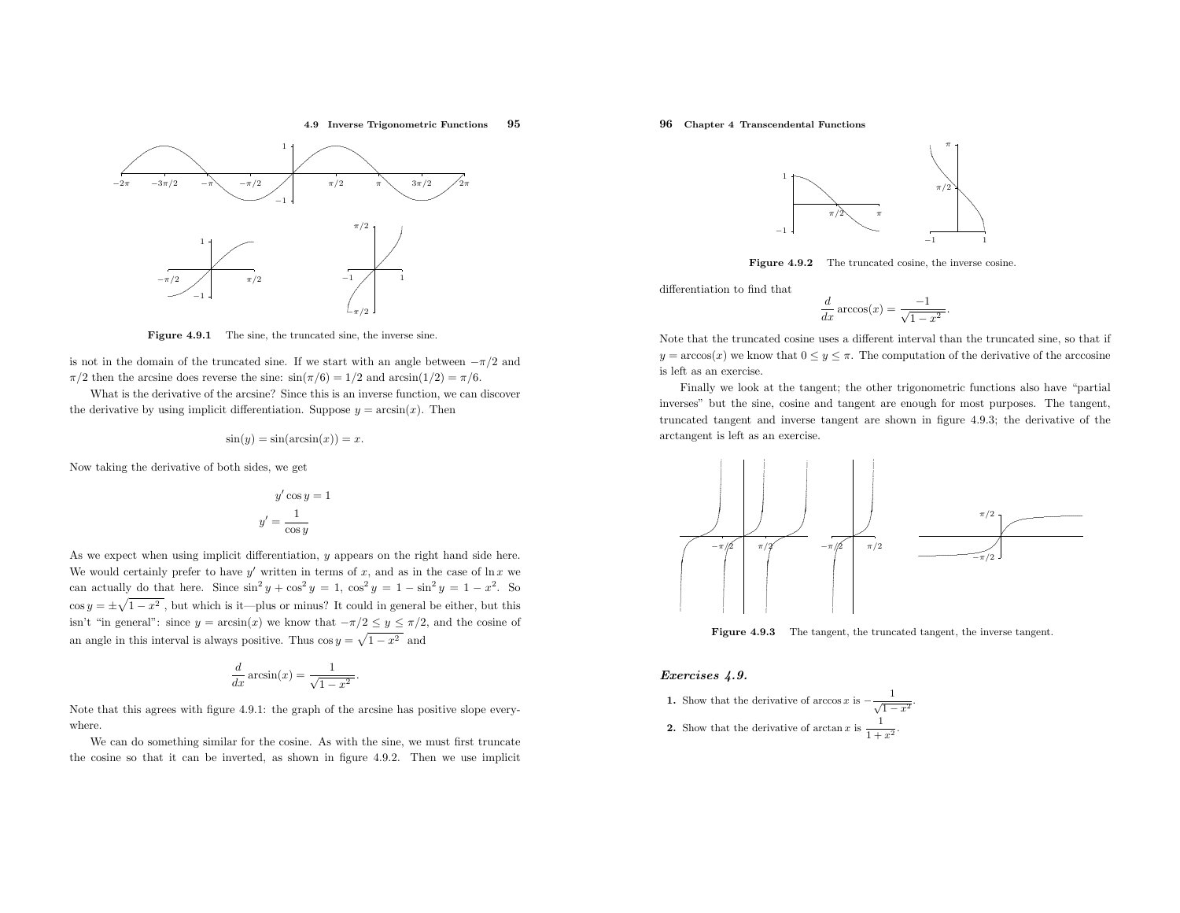Figure 4.9.1 The sine, the truncated sine, the inverse sine.

is not in the domain of the truncated sine. If we start with an angle between $-\pi/2$ and $\pi/2$ then the arcsine does reverse the sine: $\sin(\pi/6) = 1/2$ and $\arcsin(1/2) = \pi/6$.

What is the derivative of the arcsine? Since this is an inverse function, we can discover the derivative by using implicit differentiation. Suppose $y = \arcsin(x)$. Then

$$\sin(y) = \sin(\arcsin(x)) = x.$$

Now taking the derivative of both sides, we get

$$y' \cos y = 1$$
$$y' = \frac{1}{\cos y}$$

As we expect when using implicit differentiation, $y$ appears on the right hand side here. We would certainly prefer to have $y'$ written in terms of $x$, and as in the case of $\ln x$ we can actually do that here. Since $\sin^2 y + \cos^2 y = 1$, $\cos^2 y = 1 - \sin^2 y = 1 - x^2$. So $\cos y = \pm\sqrt{1-x^2}$, but which is it—plus or minus? It could in general be either, but this isn't "in general": since $y = \arcsin(x)$ we know that $-\pi/2 \le y \le \pi/2$, and the cosine of an angle in this interval is always positive. Thus $\cos y = \sqrt{1-x^2}$ and

$$\frac{d}{dx}\arcsin(x) = \frac{1}{\sqrt{1-x^2}}.$$

Note that this agrees with figure 4.9.1: the graph of the arcsine has positive slope everywhere.

We can do something similar for the cosine. As with the sine, we must first truncate the cosine so that it can be inverted, as shown in figure 4.9.2. Then we use implicit differentiation to find that

$$\frac{d}{dx}\arccos(x) = \frac{-1}{\sqrt{1-x^2}}.$$

Figure 4.9.2 The truncated cosine, the inverse cosine.

Note that the truncated cosine uses a different interval than the truncated sine, so that if $y = \arccos(x)$ we know that $0 \le y \le \pi$. The computation of the derivative of the arccosine is left as an exercise.

Finally we look at the tangent; the other trigonometric functions also have "partial inverses" but the sine, cosine and tangent are enough for most purposes. The tangent, truncated tangent and inverse tangent are shown in figure 4.9.3; the derivative of the arctangent is left as an exercise.

Figure 4.9.3 The tangent, the truncated tangent, the inverse tangent.

### *Exercises 4.9.*

**1.** Show that the derivative of $\arccos x$ is $-\dfrac{1}{\sqrt{1-x^2}}$.

**2.** Show that the derivative of $\arctan x$ is $\dfrac{1}{1+x^2}$.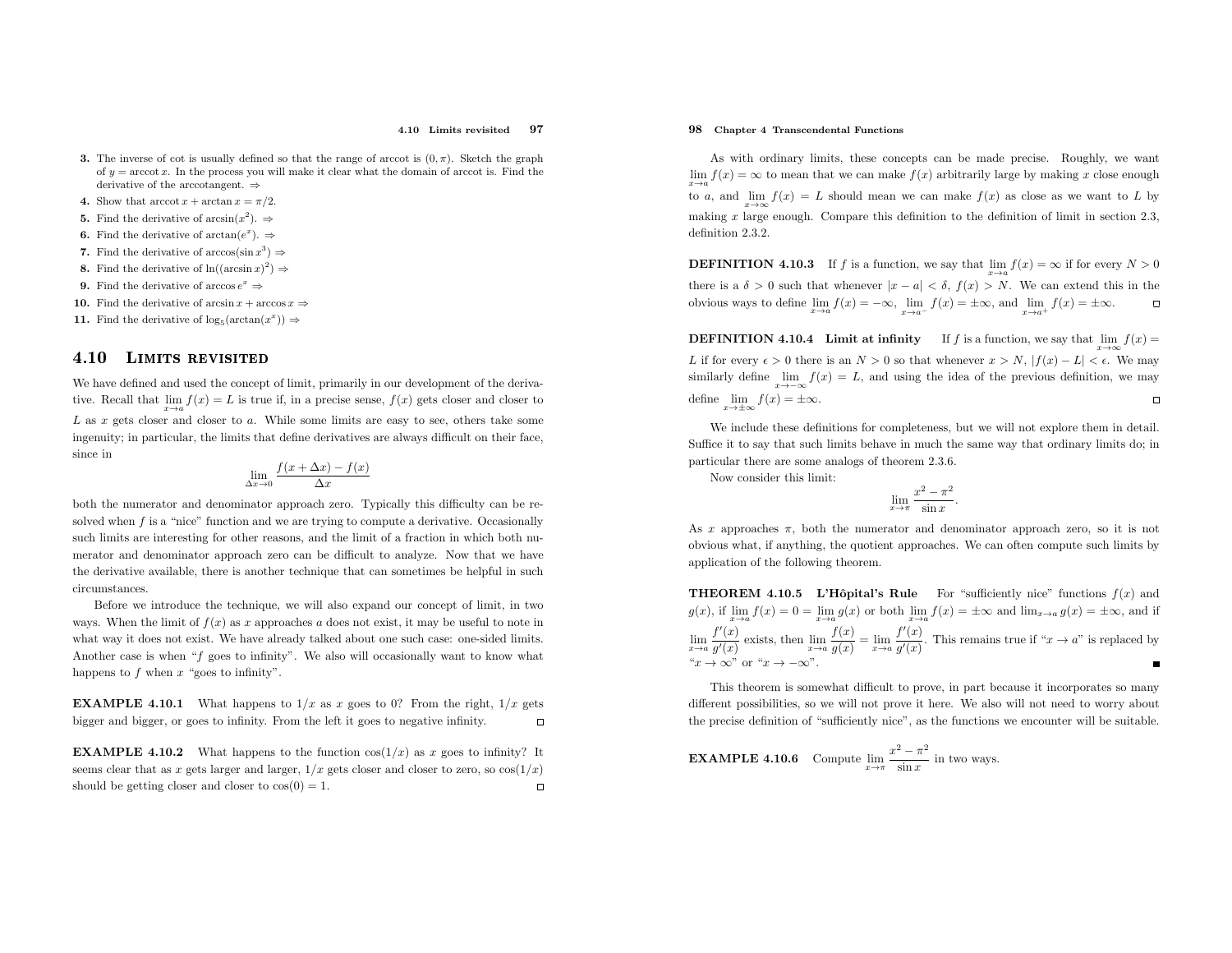3. The inverse of cot is usually defined so that the range of arccot is $(0, \pi)$. Sketch the graph of $y = \operatorname{arccot} x$. In the process you will make it clear what the domain of arccot is. Find the derivative of the arccotangent. ⇒
4. Show that $\operatorname{arccot} x + \arctan x = \pi/2$.
5. Find the derivative of $\arcsin(x^2)$. ⇒
6. Find the derivative of $\arctan(e^x)$. ⇒
7. Find the derivative of $\arccos(\sin x^3)$ ⇒
8. Find the derivative of $\ln((\arcsin x)^2)$ ⇒
9. Find the derivative of $\arccos e^x$ ⇒
10. Find the derivative of $\arcsin x + \arccos x$ ⇒
11. Find the derivative of $\log_5(\arctan(x^x))$ ⇒

## 4.10 Limits revisited

We have defined and used the concept of limit, primarily in our development of the derivative. Recall that $\lim_{x\to a} f(x) = L$ is true if, in a precise sense, $f(x)$ gets closer and closer to $L$ as $x$ gets closer and closer to $a$. While some limits are easy to see, others take some ingenuity; in particular, the limits that define derivatives are always difficult on their face, since in

$$\lim_{\Delta x\to 0} \frac{f(x+\Delta x) - f(x)}{\Delta x}$$

both the numerator and denominator approach zero. Typically this difficulty can be resolved when $f$ is a "nice" function and we are trying to compute a derivative. Occasionally such limits are interesting for other reasons, and the limit of a fraction in which both numerator and denominator approach zero can be difficult to analyze. Now that we have the derivative available, there is another technique that can sometimes be helpful in such circumstances.

Before we introduce the technique, we will also expand our concept of limit, in two ways. When the limit of $f(x)$ as $x$ approaches $a$ does not exist, it may be useful to note in what way it does not exist. We have already talked about one such case: one-sided limits. Another case is when "$f$ goes to infinity". We also will occasionally want to know what happens to $f$ when $x$ "goes to infinity".

**EXAMPLE 4.10.1** What happens to $1/x$ as $x$ goes to 0? From the right, $1/x$ gets bigger and bigger, or goes to infinity. From the left it goes to negative infinity. □

**EXAMPLE 4.10.2** What happens to the function $\cos(1/x)$ as $x$ goes to infinity? It seems clear that as $x$ gets larger and larger, $1/x$ gets closer and closer to zero, so $\cos(1/x)$ should be getting closer and closer to $\cos(0) = 1$. □

As with ordinary limits, these concepts can be made precise. Roughly, we want $\lim_{x\to a} f(x) = \infty$ to mean that we can make $f(x)$ arbitrarily large by making $x$ close enough to $a$, and $\lim_{x\to\infty} f(x) = L$ should mean we can make $f(x)$ as close as we want to $L$ by making $x$ large enough. Compare this definition to the definition of limit in section 2.3, definition 2.3.2.

**DEFINITION 4.10.3** If $f$ is a function, we say that $\lim_{x\to a} f(x) = \infty$ if for every $N > 0$ there is a $\delta > 0$ such that whenever $|x - a| < \delta$, $f(x) > N$. We can extend this in the obvious ways to define $\lim_{x\to a} f(x) = -\infty$, $\lim_{x\to a^-} f(x) = \pm\infty$, and $\lim_{x\to a^+} f(x) = \pm\infty$. □

**DEFINITION 4.10.4 Limit at infinity** If $f$ is a function, we say that $\lim_{x\to\infty} f(x) = L$ if for every $\epsilon > 0$ there is an $N > 0$ so that whenever $x > N$, $|f(x) - L| < \epsilon$. We may similarly define $\lim_{x\to-\infty} f(x) = L$, and using the idea of the previous definition, we may define $\lim_{x\to\pm\infty} f(x) = \pm\infty$. □

We include these definitions for completeness, but we will not explore them in detail. Suffice it to say that such limits behave in much the same way that ordinary limits do; in particular there are some analogs of theorem 2.3.6.

Now consider this limit:

$$\lim_{x\to\pi} \frac{x^2 - \pi^2}{\sin x}.$$

As $x$ approaches $\pi$, both the numerator and denominator approach zero, so it is not obvious what, if anything, the quotient approaches. We can often compute such limits by application of the following theorem.

**THEOREM 4.10.5 L'Hôpital's Rule** For "sufficiently nice" functions $f(x)$ and $g(x)$, if $\lim_{x\to a} f(x) = 0 = \lim_{x\to a} g(x)$ or both $\lim_{x\to a} f(x) = \pm\infty$ and $\lim_{x\to a} g(x) = \pm\infty$, and if $\lim_{x\to a} \frac{f'(x)}{g'(x)}$ exists, then $\lim_{x\to a} \frac{f(x)}{g(x)} = \lim_{x\to a} \frac{f'(x)}{g'(x)}$. This remains true if "$x \to a$" is replaced by "$x \to \infty$" or "$x \to -\infty$". ■

This theorem is somewhat difficult to prove, in part because it incorporates so many different possibilities, so we will not prove it here. We also will not need to worry about the precise definition of "sufficiently nice", as the functions we encounter will be suitable.

**EXAMPLE 4.10.6** Compute $\lim_{x\to\pi} \frac{x^2 - \pi^2}{\sin x}$ in two ways.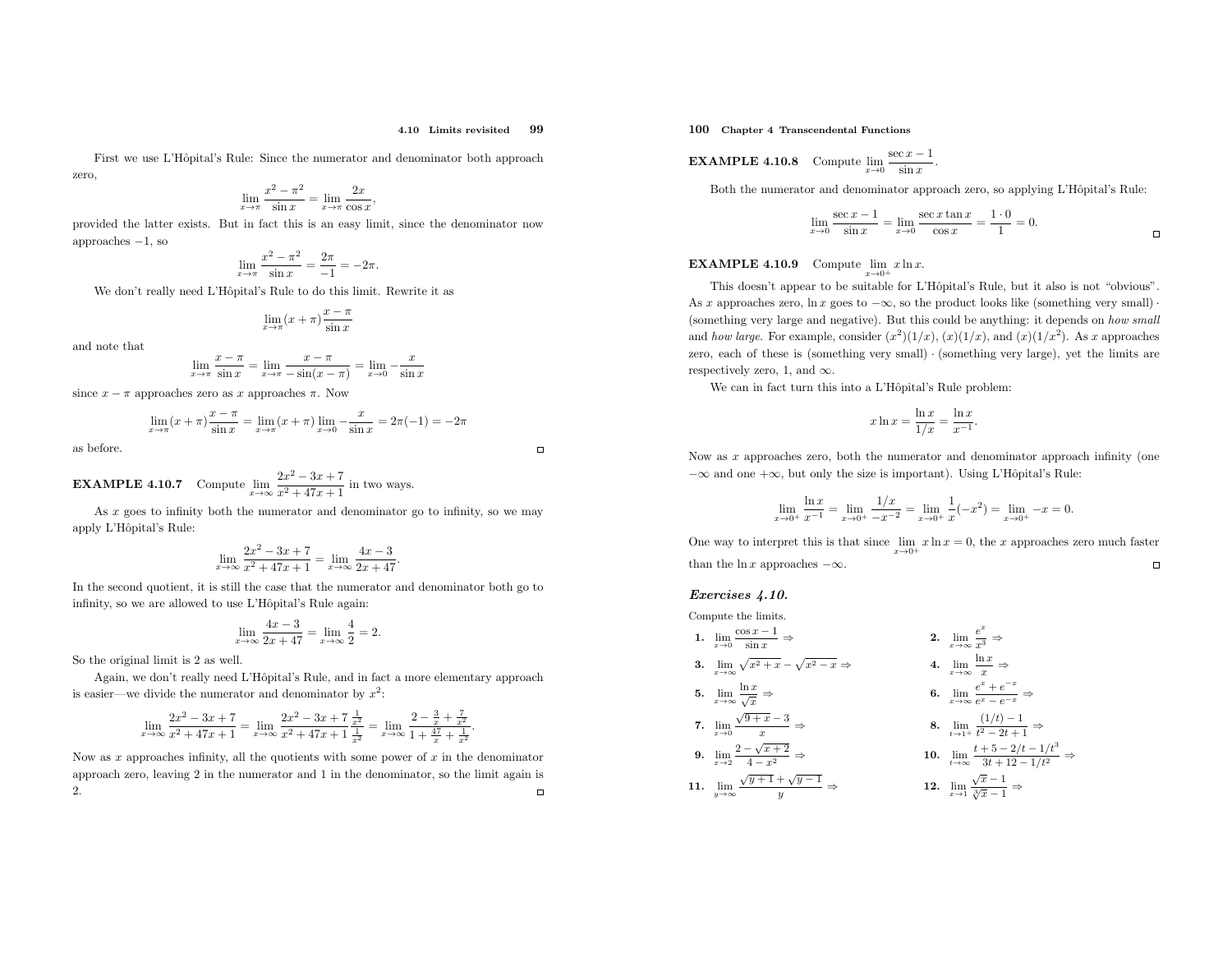First we use L'Hôpital's Rule: Since the numerator and denominator both approach zero,

$$\lim_{x\to\pi} \frac{x^2-\pi^2}{\sin x} = \lim_{x\to\pi} \frac{2x}{\cos x},$$

provided the latter exists. But in fact this is an easy limit, since the denominator now approaches $-1$, so

$$\lim_{x\to\pi} \frac{x^2-\pi^2}{\sin x} = \frac{2\pi}{-1} = -2\pi.$$

We don't really need L'Hôpital's Rule to do this limit. Rewrite it as

$$\lim_{x\to\pi} (x+\pi)\frac{x-\pi}{\sin x}$$

and note that

$$\lim_{x\to\pi} \frac{x-\pi}{\sin x} = \lim_{x\to\pi} \frac{x-\pi}{-\sin(x-\pi)} = \lim_{x\to 0} -\frac{x}{\sin x}$$

since $x-\pi$ approaches zero as $x$ approaches $\pi$. Now

$$\lim_{x\to\pi} (x+\pi)\frac{x-\pi}{\sin x} = \lim_{x\to\pi}(x+\pi) \lim_{x\to 0} -\frac{x}{\sin x} = 2\pi(-1) = -2\pi$$

as before. □

**EXAMPLE 4.10.7** Compute $\displaystyle\lim_{x\to\infty} \frac{2x^2-3x+7}{x^2+47x+1}$ in two ways.

As $x$ goes to infinity both the numerator and denominator go to infinity, so we may apply L'Hôpital's Rule:

$$\lim_{x\to\infty} \frac{2x^2-3x+7}{x^2+47x+1} = \lim_{x\to\infty} \frac{4x-3}{2x+47}.$$

In the second quotient, it is still the case that the numerator and denominator both go to infinity, so we are allowed to use L'Hôpital's Rule again:

$$\lim_{x\to\infty} \frac{4x-3}{2x+47} = \lim_{x\to\infty} \frac{4}{2} = 2.$$

So the original limit is 2 as well.

Again, we don't really need L'Hôpital's Rule, and in fact a more elementary approach is easier—we divide the numerator and denominator by $x^2$:

$$\lim_{x\to\infty} \frac{2x^2-3x+7}{x^2+47x+1} = \lim_{x\to\infty} \frac{2x^2-3x+7}{x^2+47x+1}\frac{\frac{1}{x^2}}{\frac{1}{x^2}} = \lim_{x\to\infty} \frac{2-\frac{3}{x}+\frac{7}{x^2}}{1+\frac{47}{x}+\frac{1}{x^2}}.$$

Now as $x$ approaches infinity, all the quotients with some power of $x$ in the denominator approach zero, leaving 2 in the numerator and 1 in the denominator, so the limit again is 2. □

**EXAMPLE 4.10.8** Compute $\displaystyle\lim_{x\to 0} \frac{\sec x - 1}{\sin x}$.

Both the numerator and denominator approach zero, so applying L'Hôpital's Rule:

$$\lim_{x\to 0} \frac{\sec x - 1}{\sin x} = \lim_{x\to 0} \frac{\sec x \tan x}{\cos x} = \frac{1\cdot 0}{1} = 0.$$

□

**EXAMPLE 4.10.9** Compute $\displaystyle\lim_{x\to 0^+} x\ln x$.

This doesn't appear to be suitable for L'Hôpital's Rule, but it also is not "obvious". As $x$ approaches zero, $\ln x$ goes to $-\infty$, so the product looks like (something very small) $\cdot$ (something very large and negative). But this could be anything: it depends on *how small* and *how large*. For example, consider $(x^2)(1/x)$, $(x)(1/x)$, and $(x)(1/x^2)$. As $x$ approaches zero, each of these is (something very small) $\cdot$ (something very large), yet the limits are respectively zero, 1, and $\infty$.

We can in fact turn this into a L'Hôpital's Rule problem:

$$x\ln x = \frac{\ln x}{1/x} = \frac{\ln x}{x^{-1}}.$$

Now as $x$ approaches zero, both the numerator and denominator approach infinity (one $-\infty$ and one $+\infty$, but only the size is important). Using L'Hôpital's Rule:

$$\lim_{x\to 0^+} \frac{\ln x}{x^{-1}} = \lim_{x\to 0^+} \frac{1/x}{-x^{-2}} = \lim_{x\to 0^+} \frac{1}{x}(-x^2) = \lim_{x\to 0^+} -x = 0.$$

One way to interpret this is that since $\displaystyle\lim_{x\to 0^+} x\ln x = 0$, the $x$ approaches zero much faster than the $\ln x$ approaches $-\infty$. □

### *Exercises 4.10.*

Compute the limits.

**1.** $\displaystyle\lim_{x\to 0} \frac{\cos x - 1}{\sin x}$ ⇒

**2.** $\displaystyle\lim_{x\to\infty} \frac{e^x}{x^3}$ ⇒

**3.** $\displaystyle\lim_{x\to\infty} \sqrt{x^2+x} - \sqrt{x^2-x}$ ⇒

**4.** $\displaystyle\lim_{x\to\infty} \frac{\ln x}{x}$ ⇒

**5.** $\displaystyle\lim_{x\to\infty} \frac{\ln x}{\sqrt{x}}$ ⇒

**6.** $\displaystyle\lim_{x\to\infty} \frac{e^x + e^{-x}}{e^x - e^{-x}}$ ⇒

**7.** $\displaystyle\lim_{x\to 0} \frac{\sqrt{9+x}-3}{x}$ ⇒

**8.** $\displaystyle\lim_{t\to 1^+} \frac{(1/t)-1}{t^2-2t+1}$ ⇒

**9.** $\displaystyle\lim_{x\to 2} \frac{2-\sqrt{x+2}}{4-x^2}$ ⇒

**10.** $\displaystyle\lim_{t\to\infty} \frac{t+5-2/t-1/t^3}{3t+12-1/t^2}$ ⇒

**11.** $\displaystyle\lim_{y\to\infty} \frac{\sqrt{y+1}+\sqrt{y-1}}{y}$ ⇒

**12.** $\displaystyle\lim_{x\to 1} \frac{\sqrt{x}-1}{\sqrt[3]{x}-1}$ ⇒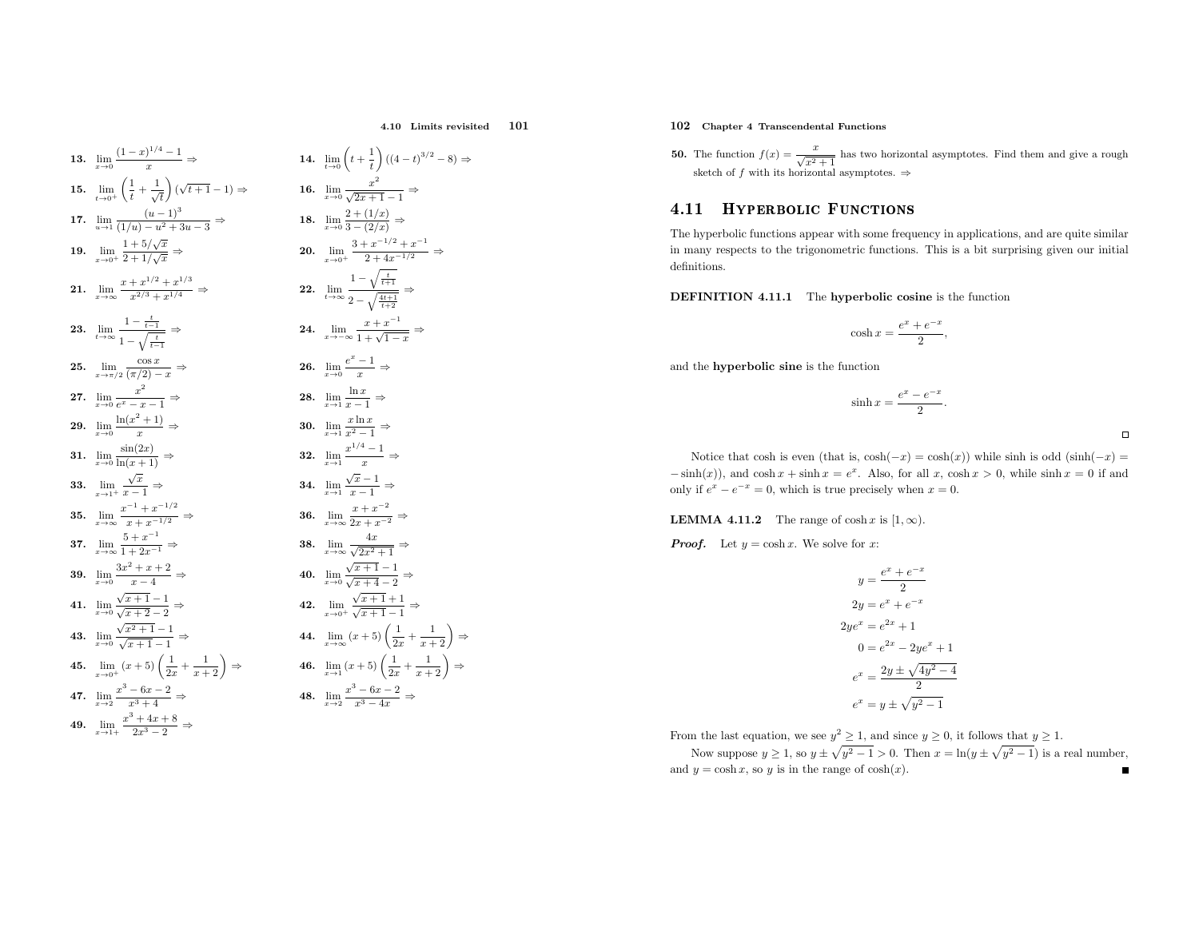**13.** $\displaystyle\lim_{x\to 0} \frac{(1-x)^{1/4}-1}{x} \Rightarrow$

**14.** $\displaystyle\lim_{t\to 0} \left(t+\frac{1}{t}\right)((4-t)^{3/2}-8) \Rightarrow$

**15.** $\displaystyle\lim_{t\to 0^+} \left(\frac{1}{t}+\frac{1}{\sqrt{t}}\right)(\sqrt{t+1}-1) \Rightarrow$

**16.** $\displaystyle\lim_{x\to 0} \frac{x^2}{\sqrt{2x+1}-1} \Rightarrow$

**17.** $\displaystyle\lim_{u\to 1} \frac{(u-1)^3}{(1/u)-u^2+3u-3} \Rightarrow$

**18.** $\displaystyle\lim_{x\to 0} \frac{2+(1/x)}{3-(2/x)} \Rightarrow$

**19.** $\displaystyle\lim_{x\to 0^+} \frac{1+5/\sqrt{x}}{2+1/\sqrt{x}} \Rightarrow$

**20.** $\displaystyle\lim_{x\to 0^+} \frac{3+x^{-1/2}+x^{-1}}{2+4x^{-1/2}} \Rightarrow$

**21.** $\displaystyle\lim_{x\to \infty} \frac{x+x^{1/2}+x^{1/3}}{x^{2/3}+x^{1/4}} \Rightarrow$

**22.** $\displaystyle\lim_{t\to \infty} \frac{1-\sqrt{\frac{t}{t+1}}}{2-\sqrt{\frac{4t+1}{t+2}}} \Rightarrow$

**23.** $\displaystyle\lim_{t\to \infty} \frac{1-\frac{t}{t-1}}{1-\sqrt{\frac{t}{t-1}}} \Rightarrow$

**24.** $\displaystyle\lim_{x\to -\infty} \frac{x+x^{-1}}{1+\sqrt{1-x}} \Rightarrow$

**25.** $\displaystyle\lim_{x\to \pi/2} \frac{\cos x}{(\pi/2)-x} \Rightarrow$

**26.** $\displaystyle\lim_{x\to 0} \frac{e^x-1}{x} \Rightarrow$

**27.** $\displaystyle\lim_{x\to 0} \frac{x^2}{e^x-x-1} \Rightarrow$

**28.** $\displaystyle\lim_{x\to 1} \frac{\ln x}{x-1} \Rightarrow$

**29.** $\displaystyle\lim_{x\to 0} \frac{\ln(x^2+1)}{x} \Rightarrow$

**30.** $\displaystyle\lim_{x\to 1} \frac{x\ln x}{x^2-1} \Rightarrow$

**31.** $\displaystyle\lim_{x\to 0} \frac{\sin(2x)}{\ln(x+1)} \Rightarrow$

**32.** $\displaystyle\lim_{x\to 1} \frac{x^{1/4}-1}{x} \Rightarrow$

**33.** $\displaystyle\lim_{x\to 1^+} \frac{\sqrt{x}}{x-1} \Rightarrow$

**34.** $\displaystyle\lim_{x\to 1} \frac{\sqrt{x}-1}{x-1} \Rightarrow$

**35.** $\displaystyle\lim_{x\to \infty} \frac{x^{-1}+x^{-1/2}}{x+x^{-1/2}} \Rightarrow$

**36.** $\displaystyle\lim_{x\to \infty} \frac{x+x^{-2}}{2x+x^{-2}} \Rightarrow$

**37.** $\displaystyle\lim_{x\to \infty} \frac{5+x^{-1}}{1+2x^{-1}} \Rightarrow$

**38.** $\displaystyle\lim_{x\to \infty} \frac{4x}{\sqrt{2x^2+1}} \Rightarrow$

**39.** $\displaystyle\lim_{x\to 0} \frac{3x^2+x+2}{x-4} \Rightarrow$

**40.** $\displaystyle\lim_{x\to 0} \frac{\sqrt{x+1}-1}{\sqrt{x+4}-2} \Rightarrow$

**41.** $\displaystyle\lim_{x\to 0} \frac{\sqrt{x+1}-1}{\sqrt{x+2}-2} \Rightarrow$

**42.** $\displaystyle\lim_{x\to 0^+} \frac{\sqrt{x+1}+1}{\sqrt{x+1}-1} \Rightarrow$

**43.** $\displaystyle\lim_{x\to 0} \frac{\sqrt{x^2+1}-1}{\sqrt{x+1}-1} \Rightarrow$

**44.** $\displaystyle\lim_{x\to \infty} (x+5)\left(\frac{1}{2x}+\frac{1}{x+2}\right) \Rightarrow$

**45.** $\displaystyle\lim_{x\to 0^+} (x+5)\left(\frac{1}{2x}+\frac{1}{x+2}\right) \Rightarrow$

**46.** $\displaystyle\lim_{x\to 1} (x+5)\left(\frac{1}{2x}+\frac{1}{x+2}\right) \Rightarrow$

**47.** $\displaystyle\lim_{x\to 2} \frac{x^3-6x-2}{x^3+4} \Rightarrow$

**48.** $\displaystyle\lim_{x\to 2} \frac{x^3-6x-2}{x^3-4x} \Rightarrow$

**49.** $\displaystyle\lim_{x\to 1+} \frac{x^3+4x+8}{2x^3-2} \Rightarrow$

**50.** The function $f(x) = \dfrac{x}{\sqrt{x^2+1}}$ has two horizontal asymptotes. Find them and give a rough sketch of $f$ with its horizontal asymptotes. $\Rightarrow$

## 4.11 Hyperbolic Functions

The hyperbolic functions appear with some frequency in applications, and are quite similar in many respects to the trigonometric functions. This is a bit surprising given our initial definitions.

**DEFINITION 4.11.1** The **hyperbolic cosine** is the function

$$\cosh x = \frac{e^x+e^{-x}}{2},$$

and the **hyperbolic sine** is the function

$$\sinh x = \frac{e^x-e^{-x}}{2}.$$

□

Notice that cosh is even (that is, $\cosh(-x) = \cosh(x)$) while sinh is odd ($\sinh(-x) = -\sinh(x)$), and $\cosh x + \sinh x = e^x$. Also, for all $x$, $\cosh x > 0$, while $\sinh x = 0$ if and only if $e^x - e^{-x} = 0$, which is true precisely when $x = 0$.

**LEMMA 4.11.2** The range of $\cosh x$ is $[1, \infty)$.

***Proof.*** Let $y = \cosh x$. We solve for $x$:

$$\begin{aligned} y &= \frac{e^x+e^{-x}}{2} \\ 2y &= e^x + e^{-x} \\ 2ye^x &= e^{2x}+1 \\ 0 &= e^{2x} - 2ye^x + 1 \\ e^x &= \frac{2y \pm \sqrt{4y^2-4}}{2} \\ e^x &= y \pm \sqrt{y^2-1} \end{aligned}$$

From the last equation, we see $y^2 \ge 1$, and since $y \ge 0$, it follows that $y \ge 1$.

Now suppose $y \ge 1$, so $y \pm \sqrt{y^2-1} > 0$. Then $x = \ln(y \pm \sqrt{y^2-1})$ is a real number, and $y = \cosh x$, so $y$ is in the range of $\cosh(x)$. ■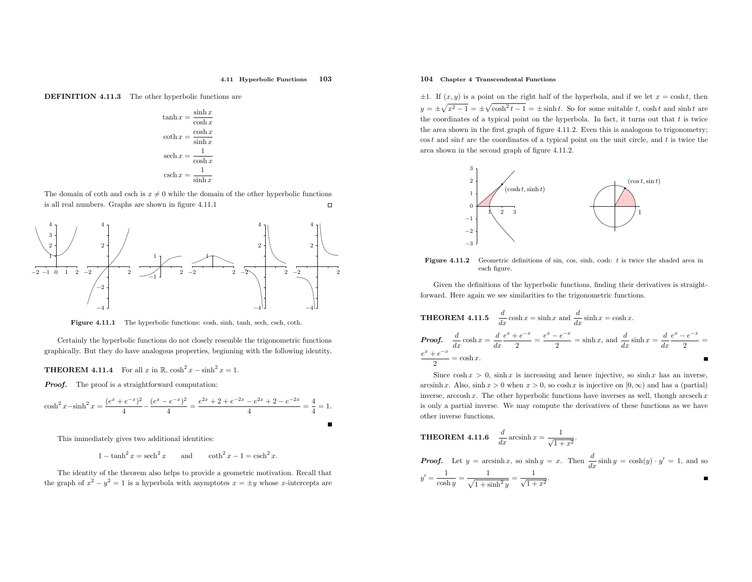**DEFINITION 4.11.3** The other hyperbolic functions are

$$\tanh x = \frac{\sinh x}{\cosh x}$$

$$\coth x = \frac{\cosh x}{\sinh x}$$

$$\text{sech}\, x = \frac{1}{\cosh x}$$

$$\text{csch}\, x = \frac{1}{\sinh x}$$

The domain of coth and csch is $x \neq 0$ while the domain of the other hyperbolic functions is all real numbers. Graphs are shown in figure 4.11.1 □

**Figure 4.11.1** The hyperbolic functions: cosh, sinh, tanh, sech, csch, coth.

Certainly the hyperbolic functions do not closely resemble the trigonometric functions graphically. But they do have analogous properties, beginning with the following identity.

**THEOREM 4.11.4** For all $x$ in $\mathbb{R}$, $\cosh^2 x - \sinh^2 x = 1$.

***Proof.*** The proof is a straightforward computation:

$$\cosh^2 x - \sinh^2 x = \frac{(e^x + e^{-x})^2}{4} - \frac{(e^x - e^{-x})^2}{4} = \frac{e^{2x} + 2 + e^{-2x} - e^{2x} + 2 - e^{-2x}}{4} = \frac{4}{4} = 1.$$

■

This immediately gives two additional identities:

$$1 - \tanh^2 x = \text{sech}^2\, x \qquad \text{and} \qquad \coth^2 x - 1 = \text{csch}^2\, x.$$

The identity of the theorem also helps to provide a geometric motivation. Recall that the graph of $x^2 - y^2 = 1$ is a hyperbola with asymptotes $x = \pm y$ whose $x$-intercepts are $\pm 1$. If $(x, y)$ is a point on the right half of the hyperbola, and if we let $x = \cosh t$, then $y = \pm\sqrt{x^2 - 1} = \pm\sqrt{\cosh^2 t - 1} = \pm \sinh t$. So for some suitable $t$, $\cosh t$ and $\sinh t$ are the coordinates of a typical point on the hyperbola. In fact, it turns out that $t$ is twice the area shown in the first graph of figure 4.11.2. Even this is analogous to trigonometry; $\cos t$ and $\sin t$ are the coordinates of a typical point on the unit circle, and $t$ is twice the area shown in the second graph of figure 4.11.2.

**Figure 4.11.2** Geometric definitions of sin, cos, sinh, cosh: $t$ is twice the shaded area in each figure.

Given the definitions of the hyperbolic functions, finding their derivatives is straightforward. Here again we see similarities to the trigonometric functions.

**THEOREM 4.11.5** $\dfrac{d}{dx}\cosh x = \sinh x$ and $\dfrac{d}{dx}\sinh x = \cosh x$.

***Proof.*** $\dfrac{d}{dx}\cosh x = \dfrac{d}{dx}\dfrac{e^x + e^{-x}}{2} = \dfrac{e^x - e^{-x}}{2} = \sinh x$, and $\dfrac{d}{dx}\sinh x = \dfrac{d}{dx}\dfrac{e^x - e^{-x}}{2} = \dfrac{e^x + e^{-x}}{2} = \cosh x$. ■

Since $\cosh x > 0$, $\sinh x$ is increasing and hence injective, so $\sinh x$ has an inverse, $\text{arcsinh}\, x$. Also, $\sinh x > 0$ when $x > 0$, so $\cosh x$ is injective on $[0, \infty)$ and has a (partial) inverse, $\text{arccosh}\, x$. The other hyperbolic functions have inverses as well, though $\text{arcsech}\, x$ is only a partial inverse. We may compute the derivatives of these functions as we have other inverse functions.

**THEOREM 4.11.6** $\dfrac{d}{dx}\text{arcsinh}\, x = \dfrac{1}{\sqrt{1 + x^2}}$.

***Proof.*** Let $y = \text{arcsinh}\, x$, so $\sinh y = x$. Then $\dfrac{d}{dx}\sinh y = \cosh(y) \cdot y' = 1$, and so $y' = \dfrac{1}{\cosh y} = \dfrac{1}{\sqrt{1 + \sinh^2 y}} = \dfrac{1}{\sqrt{1 + x^2}}$. ■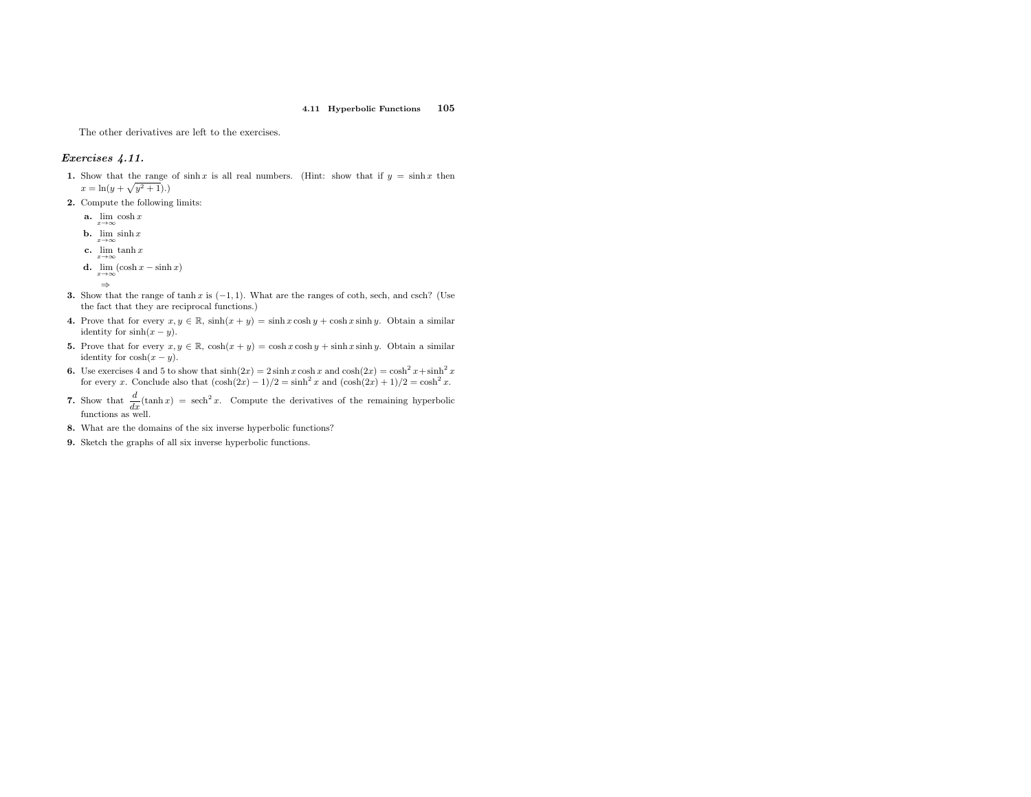The other derivatives are left to the exercises.

### *Exercises 4.11.*

**1.** Show that the range of $\sinh x$ is all real numbers. (Hint: show that if $y = \sinh x$ then $x = \ln(y + \sqrt{y^2 + 1})$.)

**2.** Compute the following limits:

**a.** $\lim_{x\to\infty} \cosh x$

**b.** $\lim_{x\to\infty} \sinh x$

**c.** $\lim_{x\to\infty} \tanh x$

**d.** $\lim_{x\to\infty} (\cosh x - \sinh x)$

$\Rightarrow$

**3.** Show that the range of $\tanh x$ is $(-1, 1)$. What are the ranges of coth, sech, and csch? (Use the fact that they are reciprocal functions.)

**4.** Prove that for every $x, y \in \mathbb{R}$, $\sinh(x + y) = \sinh x \cosh y + \cosh x \sinh y$. Obtain a similar identity for $\sinh(x - y)$.

**5.** Prove that for every $x, y \in \mathbb{R}$, $\cosh(x + y) = \cosh x \cosh y + \sinh x \sinh y$. Obtain a similar identity for $\cosh(x - y)$.

**6.** Use exercises 4 and 5 to show that $\sinh(2x) = 2 \sinh x \cosh x$ and $\cosh(2x) = \cosh^2 x + \sinh^2 x$ for every $x$. Conclude also that $(\cosh(2x) - 1)/2 = \sinh^2 x$ and $(\cosh(2x) + 1)/2 = \cosh^2 x$.

**7.** Show that $\frac{d}{dx}(\tanh x) = \operatorname{sech}^2 x$. Compute the derivatives of the remaining hyperbolic functions as well.

**8.** What are the domains of the six inverse hyperbolic functions?

**9.** Sketch the graphs of all six inverse hyperbolic functions.